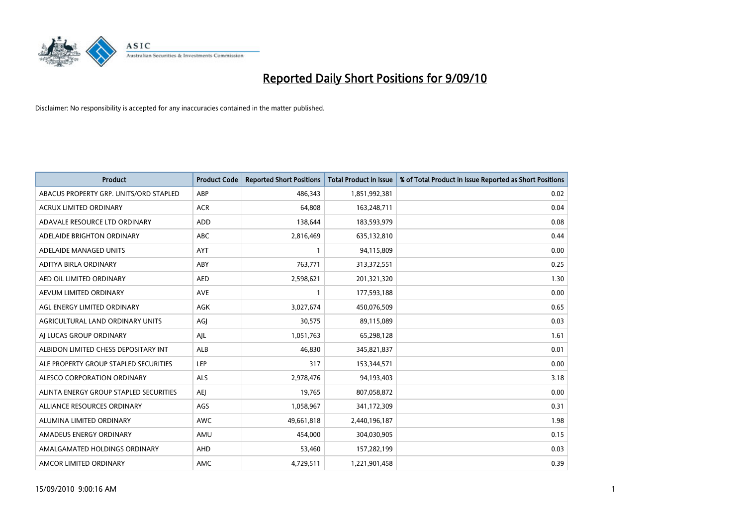# Reported Daily Short Positions for 9/09/10

Disclaimer: No responsibility is accepted for any inaccuracies contained in the matter published.

| Product | Product Code | Reported Short Positions | Total Product in Issue | % of Total Product in Issue Reported as Short Positions |
|---|---|---|---|---|
| ABACUS PROPERTY GRP. UNITS/ORD STAPLED | ABP | 486,343 | 1,851,992,381 | 0.02 |
| ACRUX LIMITED ORDINARY | ACR | 64,808 | 163,248,711 | 0.04 |
| ADAVALE RESOURCE LTD ORDINARY | ADD | 138,644 | 183,593,979 | 0.08 |
| ADELAIDE BRIGHTON ORDINARY | ABC | 2,816,469 | 635,132,810 | 0.44 |
| ADELAIDE MANAGED UNITS | AYT | 1 | 94,115,809 | 0.00 |
| ADITYA BIRLA ORDINARY | ABY | 763,771 | 313,372,551 | 0.25 |
| AED OIL LIMITED ORDINARY | AED | 2,598,621 | 201,321,320 | 1.30 |
| AEVUM LIMITED ORDINARY | AVE | 1 | 177,593,188 | 0.00 |
| AGL ENERGY LIMITED ORDINARY | AGK | 3,027,674 | 450,076,509 | 0.65 |
| AGRICULTURAL LAND ORDINARY UNITS | AGJ | 30,575 | 89,115,089 | 0.03 |
| AJ LUCAS GROUP ORDINARY | AJL | 1,051,763 | 65,298,128 | 1.61 |
| ALBIDON LIMITED CHESS DEPOSITARY INT | ALB | 46,830 | 345,821,837 | 0.01 |
| ALE PROPERTY GROUP STAPLED SECURITIES | LEP | 317 | 153,344,571 | 0.00 |
| ALESCO CORPORATION ORDINARY | ALS | 2,978,476 | 94,193,403 | 3.18 |
| ALINTA ENERGY GROUP STAPLED SECURITIES | AEJ | 19,765 | 807,058,872 | 0.00 |
| ALLIANCE RESOURCES ORDINARY | AGS | 1,058,967 | 341,172,309 | 0.31 |
| ALUMINA LIMITED ORDINARY | AWC | 49,661,818 | 2,440,196,187 | 1.98 |
| AMADEUS ENERGY ORDINARY | AMU | 454,000 | 304,030,905 | 0.15 |
| AMALGAMATED HOLDINGS ORDINARY | AHD | 53,460 | 157,282,199 | 0.03 |
| AMCOR LIMITED ORDINARY | AMC | 4,729,511 | 1,221,901,458 | 0.39 |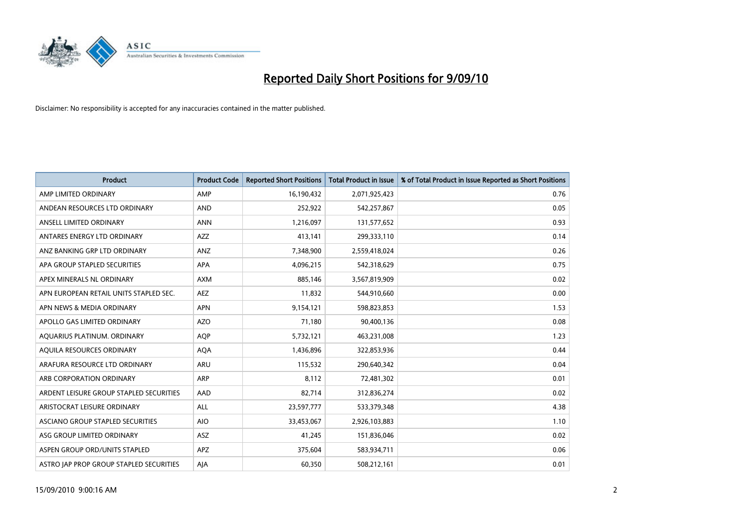# Reported Daily Short Positions for 9/09/10

Disclaimer: No responsibility is accepted for any inaccuracies contained in the matter published.

| Product | Product Code | Reported Short Positions | Total Product in Issue | % of Total Product in Issue Reported as Short Positions |
|---|---|---|---|---|
| AMP LIMITED ORDINARY | AMP | 16,190,432 | 2,071,925,423 | 0.76 |
| ANDEAN RESOURCES LTD ORDINARY | AND | 252,922 | 542,257,867 | 0.05 |
| ANSELL LIMITED ORDINARY | ANN | 1,216,097 | 131,577,652 | 0.93 |
| ANTARES ENERGY LTD ORDINARY | AZZ | 413,141 | 299,333,110 | 0.14 |
| ANZ BANKING GRP LTD ORDINARY | ANZ | 7,348,900 | 2,559,418,024 | 0.26 |
| APA GROUP STAPLED SECURITIES | APA | 4,096,215 | 542,318,629 | 0.75 |
| APEX MINERALS NL ORDINARY | AXM | 885,146 | 3,567,819,909 | 0.02 |
| APN EUROPEAN RETAIL UNITS STAPLED SEC. | AEZ | 11,832 | 544,910,660 | 0.00 |
| APN NEWS & MEDIA ORDINARY | APN | 9,154,121 | 598,823,853 | 1.53 |
| APOLLO GAS LIMITED ORDINARY | AZO | 71,180 | 90,400,136 | 0.08 |
| AQUARIUS PLATINUM. ORDINARY | AQP | 5,732,121 | 463,231,008 | 1.23 |
| AQUILA RESOURCES ORDINARY | AQA | 1,436,896 | 322,853,936 | 0.44 |
| ARAFURA RESOURCE LTD ORDINARY | ARU | 115,532 | 290,640,342 | 0.04 |
| ARB CORPORATION ORDINARY | ARP | 8,112 | 72,481,302 | 0.01 |
| ARDENT LEISURE GROUP STAPLED SECURITIES | AAD | 82,714 | 312,836,274 | 0.02 |
| ARISTOCRAT LEISURE ORDINARY | ALL | 23,597,777 | 533,379,348 | 4.38 |
| ASCIANO GROUP STAPLED SECURITIES | AIO | 33,453,067 | 2,926,103,883 | 1.10 |
| ASG GROUP LIMITED ORDINARY | ASZ | 41,245 | 151,836,046 | 0.02 |
| ASPEN GROUP ORD/UNITS STAPLED | APZ | 375,604 | 583,934,711 | 0.06 |
| ASTRO JAP PROP GROUP STAPLED SECURITIES | AJA | 60,350 | 508,212,161 | 0.01 |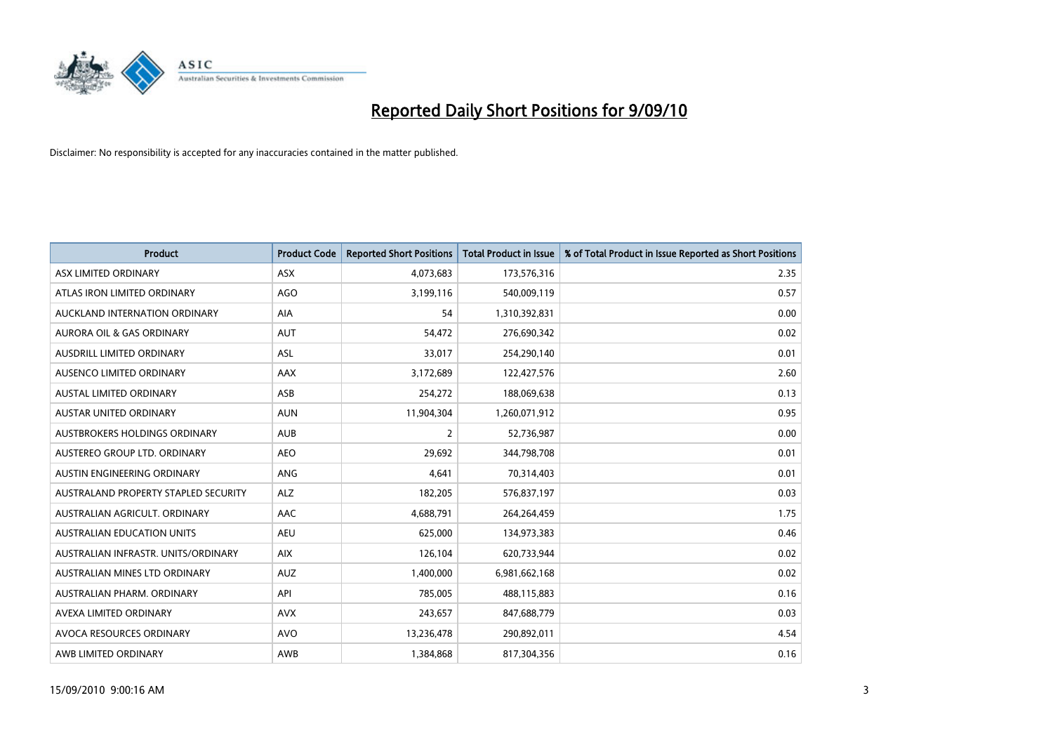# Reported Daily Short Positions for 9/09/10

Disclaimer: No responsibility is accepted for any inaccuracies contained in the matter published.

| Product | Product Code | Reported Short Positions | Total Product in Issue | % of Total Product in Issue Reported as Short Positions |
|---|---|---|---|---|
| ASX LIMITED ORDINARY | ASX | 4,073,683 | 173,576,316 | 2.35 |
| ATLAS IRON LIMITED ORDINARY | AGO | 3,199,116 | 540,009,119 | 0.57 |
| AUCKLAND INTERNATION ORDINARY | AIA | 54 | 1,310,392,831 | 0.00 |
| AURORA OIL & GAS ORDINARY | AUT | 54,472 | 276,690,342 | 0.02 |
| AUSDRILL LIMITED ORDINARY | ASL | 33,017 | 254,290,140 | 0.01 |
| AUSENCO LIMITED ORDINARY | AAX | 3,172,689 | 122,427,576 | 2.60 |
| AUSTAL LIMITED ORDINARY | ASB | 254,272 | 188,069,638 | 0.13 |
| AUSTAR UNITED ORDINARY | AUN | 11,904,304 | 1,260,071,912 | 0.95 |
| AUSTBROKERS HOLDINGS ORDINARY | AUB | 2 | 52,736,987 | 0.00 |
| AUSTEREO GROUP LTD. ORDINARY | AEO | 29,692 | 344,798,708 | 0.01 |
| AUSTIN ENGINEERING ORDINARY | ANG | 4,641 | 70,314,403 | 0.01 |
| AUSTRALAND PROPERTY STAPLED SECURITY | ALZ | 182,205 | 576,837,197 | 0.03 |
| AUSTRALIAN AGRICULT. ORDINARY | AAC | 4,688,791 | 264,264,459 | 1.75 |
| AUSTRALIAN EDUCATION UNITS | AEU | 625,000 | 134,973,383 | 0.46 |
| AUSTRALIAN INFRASTR. UNITS/ORDINARY | AIX | 126,104 | 620,733,944 | 0.02 |
| AUSTRALIAN MINES LTD ORDINARY | AUZ | 1,400,000 | 6,981,662,168 | 0.02 |
| AUSTRALIAN PHARM. ORDINARY | API | 785,005 | 488,115,883 | 0.16 |
| AVEXA LIMITED ORDINARY | AVX | 243,657 | 847,688,779 | 0.03 |
| AVOCA RESOURCES ORDINARY | AVO | 13,236,478 | 290,892,011 | 4.54 |
| AWB LIMITED ORDINARY | AWB | 1,384,868 | 817,304,356 | 0.16 |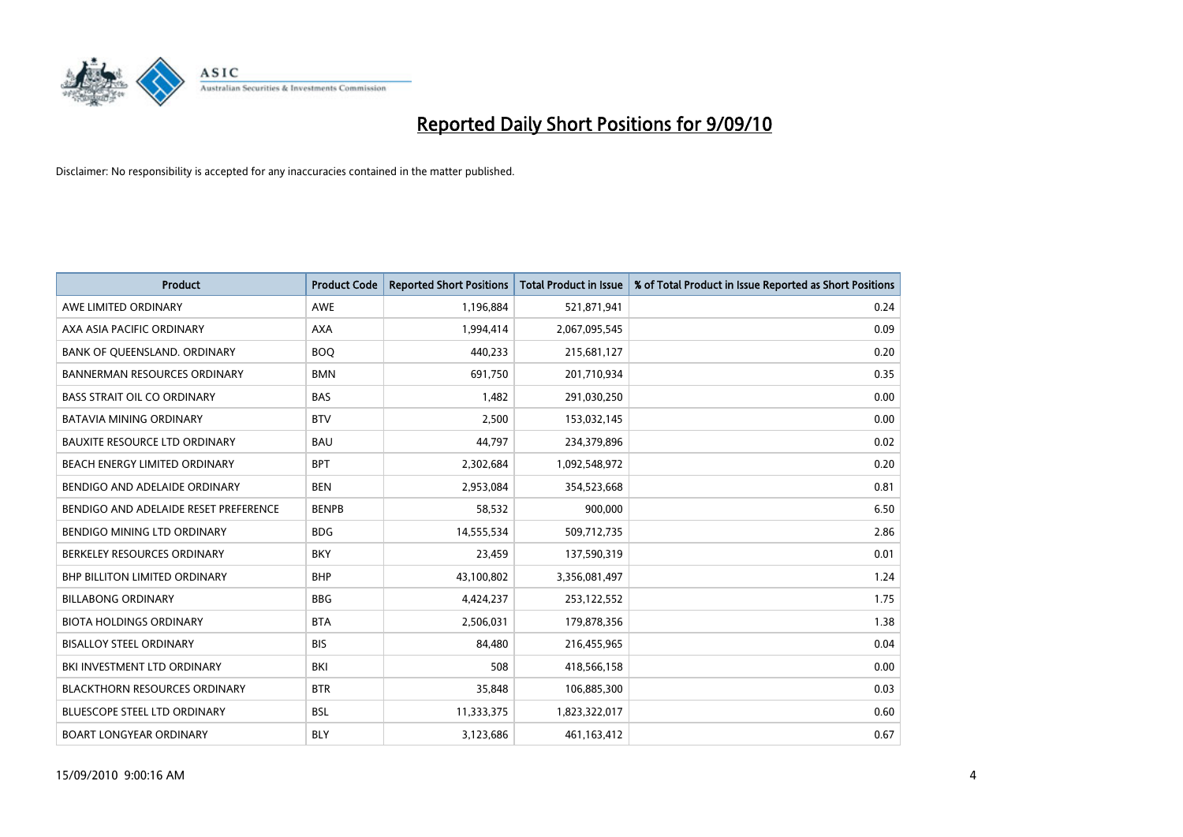# Reported Daily Short Positions for 9/09/10

Disclaimer: No responsibility is accepted for any inaccuracies contained in the matter published.

| Product | Product Code | Reported Short Positions | Total Product in Issue | % of Total Product in Issue Reported as Short Positions |
|---|---|---|---|---|
| AWE LIMITED ORDINARY | AWE | 1,196,884 | 521,871,941 | 0.24 |
| AXA ASIA PACIFIC ORDINARY | AXA | 1,994,414 | 2,067,095,545 | 0.09 |
| BANK OF QUEENSLAND. ORDINARY | BOQ | 440,233 | 215,681,127 | 0.20 |
| BANNERMAN RESOURCES ORDINARY | BMN | 691,750 | 201,710,934 | 0.35 |
| BASS STRAIT OIL CO ORDINARY | BAS | 1,482 | 291,030,250 | 0.00 |
| BATAVIA MINING ORDINARY | BTV | 2,500 | 153,032,145 | 0.00 |
| BAUXITE RESOURCE LTD ORDINARY | BAU | 44,797 | 234,379,896 | 0.02 |
| BEACH ENERGY LIMITED ORDINARY | BPT | 2,302,684 | 1,092,548,972 | 0.20 |
| BENDIGO AND ADELAIDE ORDINARY | BEN | 2,953,084 | 354,523,668 | 0.81 |
| BENDIGO AND ADELAIDE RESET PREFERENCE | BENPB | 58,532 | 900,000 | 6.50 |
| BENDIGO MINING LTD ORDINARY | BDG | 14,555,534 | 509,712,735 | 2.86 |
| BERKELEY RESOURCES ORDINARY | BKY | 23,459 | 137,590,319 | 0.01 |
| BHP BILLITON LIMITED ORDINARY | BHP | 43,100,802 | 3,356,081,497 | 1.24 |
| BILLABONG ORDINARY | BBG | 4,424,237 | 253,122,552 | 1.75 |
| BIOTA HOLDINGS ORDINARY | BTA | 2,506,031 | 179,878,356 | 1.38 |
| BISALLOY STEEL ORDINARY | BIS | 84,480 | 216,455,965 | 0.04 |
| BKI INVESTMENT LTD ORDINARY | BKI | 508 | 418,566,158 | 0.00 |
| BLACKTHORN RESOURCES ORDINARY | BTR | 35,848 | 106,885,300 | 0.03 |
| BLUESCOPE STEEL LTD ORDINARY | BSL | 11,333,375 | 1,823,322,017 | 0.60 |
| BOART LONGYEAR ORDINARY | BLY | 3,123,686 | 461,163,412 | 0.67 |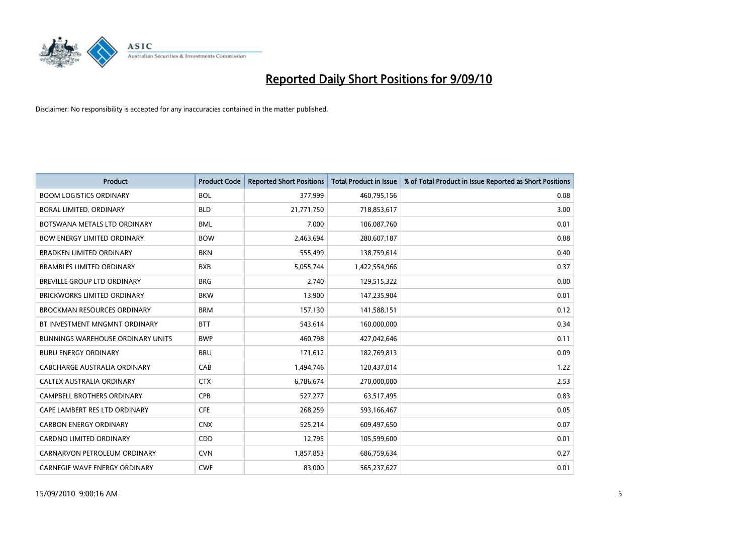# Reported Daily Short Positions for 9/09/10

Disclaimer: No responsibility is accepted for any inaccuracies contained in the matter published.

| Product | Product Code | Reported Short Positions | Total Product in Issue | % of Total Product in Issue Reported as Short Positions |
|---|---|---|---|---|
| BOOM LOGISTICS ORDINARY | BOL | 377,999 | 460,795,156 | 0.08 |
| BORAL LIMITED. ORDINARY | BLD | 21,771,750 | 718,853,617 | 3.00 |
| BOTSWANA METALS LTD ORDINARY | BML | 7,000 | 106,087,760 | 0.01 |
| BOW ENERGY LIMITED ORDINARY | BOW | 2,463,694 | 280,607,187 | 0.88 |
| BRADKEN LIMITED ORDINARY | BKN | 555,499 | 138,759,614 | 0.40 |
| BRAMBLES LIMITED ORDINARY | BXB | 5,055,744 | 1,422,554,966 | 0.37 |
| BREVILLE GROUP LTD ORDINARY | BRG | 2,740 | 129,515,322 | 0.00 |
| BRICKWORKS LIMITED ORDINARY | BKW | 13,900 | 147,235,904 | 0.01 |
| BROCKMAN RESOURCES ORDINARY | BRM | 157,130 | 141,588,151 | 0.12 |
| BT INVESTMENT MNGMNT ORDINARY | BTT | 543,614 | 160,000,000 | 0.34 |
| BUNNINGS WAREHOUSE ORDINARY UNITS | BWP | 460,798 | 427,042,646 | 0.11 |
| BURU ENERGY ORDINARY | BRU | 171,612 | 182,769,813 | 0.09 |
| CABCHARGE AUSTRALIA ORDINARY | CAB | 1,494,746 | 120,437,014 | 1.22 |
| CALTEX AUSTRALIA ORDINARY | CTX | 6,786,674 | 270,000,000 | 2.53 |
| CAMPBELL BROTHERS ORDINARY | CPB | 527,277 | 63,517,495 | 0.83 |
| CAPE LAMBERT RES LTD ORDINARY | CFE | 268,259 | 593,166,467 | 0.05 |
| CARBON ENERGY ORDINARY | CNX | 525,214 | 609,497,650 | 0.07 |
| CARDNO LIMITED ORDINARY | CDD | 12,795 | 105,599,600 | 0.01 |
| CARNARVON PETROLEUM ORDINARY | CVN | 1,857,853 | 686,759,634 | 0.27 |
| CARNEGIE WAVE ENERGY ORDINARY | CWE | 83,000 | 565,237,627 | 0.01 |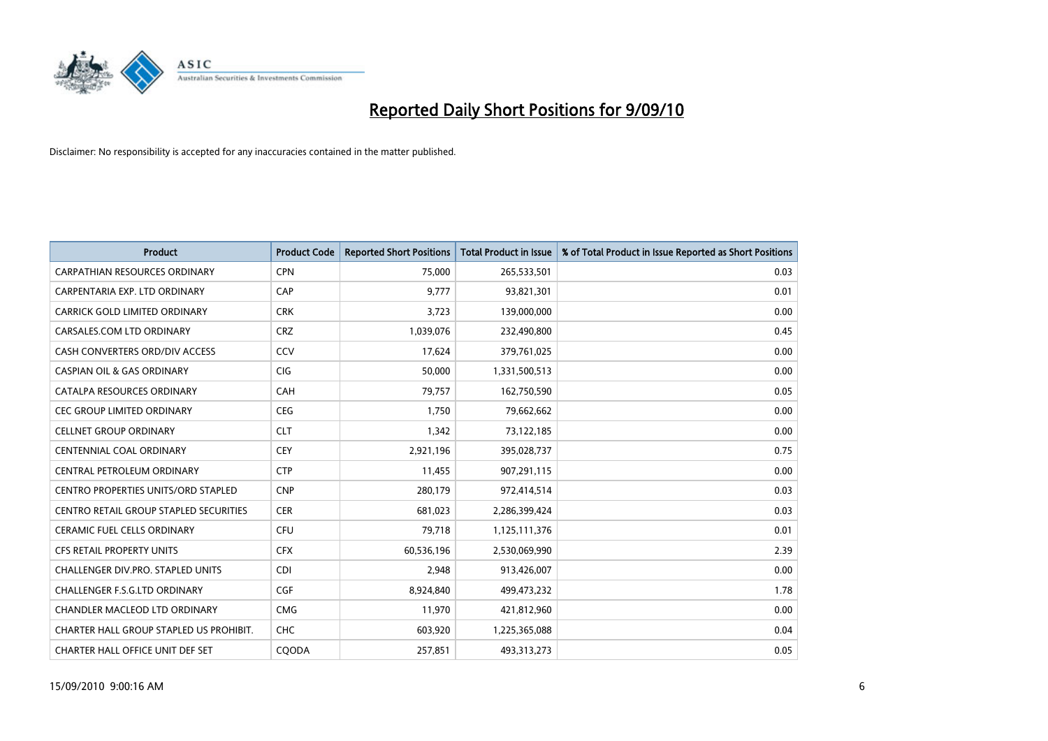# Reported Daily Short Positions for 9/09/10

Disclaimer: No responsibility is accepted for any inaccuracies contained in the matter published.

| Product | Product Code | Reported Short Positions | Total Product in Issue | % of Total Product in Issue Reported as Short Positions |
|---|---|---|---|---|
| CARPATHIAN RESOURCES ORDINARY | CPN | 75,000 | 265,533,501 | 0.03 |
| CARPENTARIA EXP. LTD ORDINARY | CAP | 9,777 | 93,821,301 | 0.01 |
| CARRICK GOLD LIMITED ORDINARY | CRK | 3,723 | 139,000,000 | 0.00 |
| CARSALES.COM LTD ORDINARY | CRZ | 1,039,076 | 232,490,800 | 0.45 |
| CASH CONVERTERS ORD/DIV ACCESS | CCV | 17,624 | 379,761,025 | 0.00 |
| CASPIAN OIL & GAS ORDINARY | CIG | 50,000 | 1,331,500,513 | 0.00 |
| CATALPA RESOURCES ORDINARY | CAH | 79,757 | 162,750,590 | 0.05 |
| CEC GROUP LIMITED ORDINARY | CEG | 1,750 | 79,662,662 | 0.00 |
| CELLNET GROUP ORDINARY | CLT | 1,342 | 73,122,185 | 0.00 |
| CENTENNIAL COAL ORDINARY | CEY | 2,921,196 | 395,028,737 | 0.75 |
| CENTRAL PETROLEUM ORDINARY | CTP | 11,455 | 907,291,115 | 0.00 |
| CENTRO PROPERTIES UNITS/ORD STAPLED | CNP | 280,179 | 972,414,514 | 0.03 |
| CENTRO RETAIL GROUP STAPLED SECURITIES | CER | 681,023 | 2,286,399,424 | 0.03 |
| CERAMIC FUEL CELLS ORDINARY | CFU | 79,718 | 1,125,111,376 | 0.01 |
| CFS RETAIL PROPERTY UNITS | CFX | 60,536,196 | 2,530,069,990 | 2.39 |
| CHALLENGER DIV.PRO. STAPLED UNITS | CDI | 2,948 | 913,426,007 | 0.00 |
| CHALLENGER F.S.G.LTD ORDINARY | CGF | 8,924,840 | 499,473,232 | 1.78 |
| CHANDLER MACLEOD LTD ORDINARY | CMG | 11,970 | 421,812,960 | 0.00 |
| CHARTER HALL GROUP STAPLED US PROHIBIT. | CHC | 603,920 | 1,225,365,088 | 0.04 |
| CHARTER HALL OFFICE UNIT DEF SET | CQODA | 257,851 | 493,313,273 | 0.05 |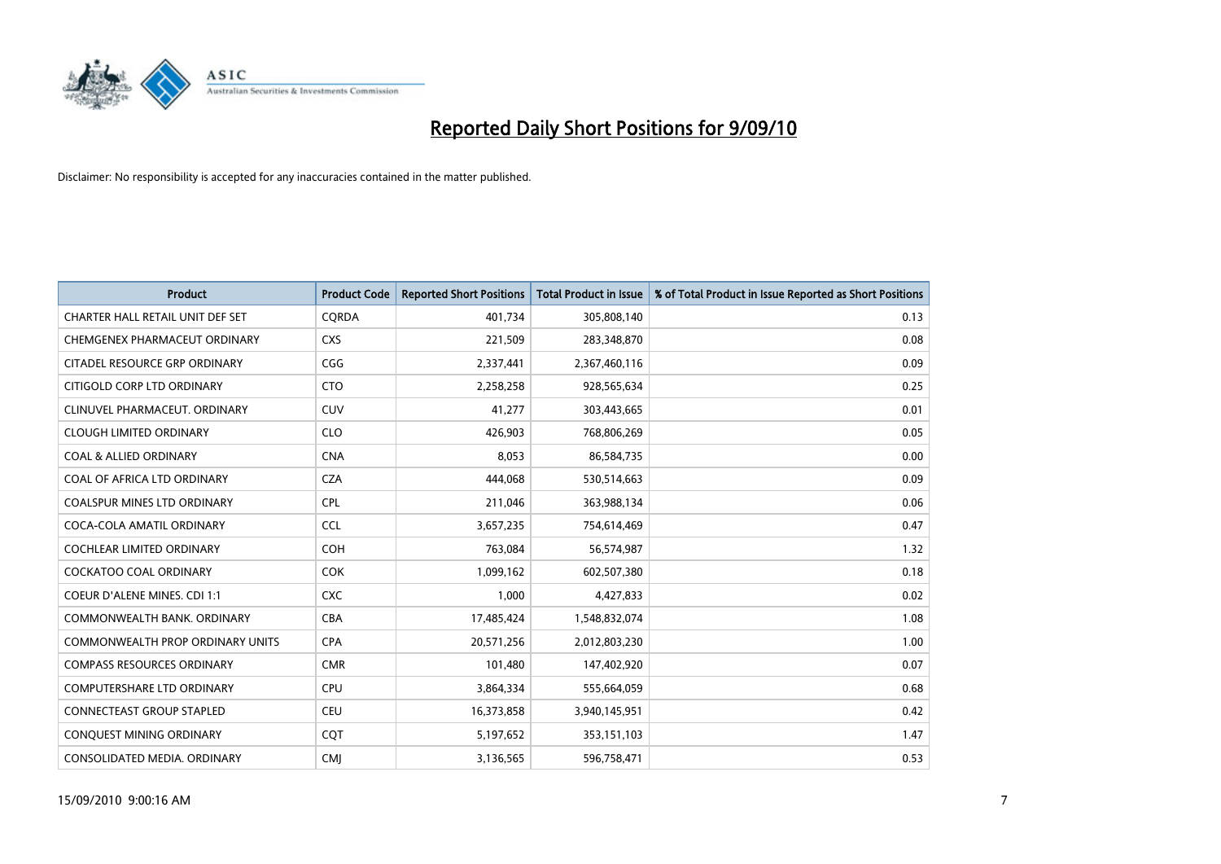# Reported Daily Short Positions for 9/09/10

Disclaimer: No responsibility is accepted for any inaccuracies contained in the matter published.

| Product | Product Code | Reported Short Positions | Total Product in Issue | % of Total Product in Issue Reported as Short Positions |
|---|---|---|---|---|
| CHARTER HALL RETAIL UNIT DEF SET | CQRDA | 401,734 | 305,808,140 | 0.13 |
| CHEMGENEX PHARMACEUT ORDINARY | CXS | 221,509 | 283,348,870 | 0.08 |
| CITADEL RESOURCE GRP ORDINARY | CGG | 2,337,441 | 2,367,460,116 | 0.09 |
| CITIGOLD CORP LTD ORDINARY | CTO | 2,258,258 | 928,565,634 | 0.25 |
| CLINUVEL PHARMACEUT. ORDINARY | CUV | 41,277 | 303,443,665 | 0.01 |
| CLOUGH LIMITED ORDINARY | CLO | 426,903 | 768,806,269 | 0.05 |
| COAL & ALLIED ORDINARY | CNA | 8,053 | 86,584,735 | 0.00 |
| COAL OF AFRICA LTD ORDINARY | CZA | 444,068 | 530,514,663 | 0.09 |
| COALSPUR MINES LTD ORDINARY | CPL | 211,046 | 363,988,134 | 0.06 |
| COCA-COLA AMATIL ORDINARY | CCL | 3,657,235 | 754,614,469 | 0.47 |
| COCHLEAR LIMITED ORDINARY | COH | 763,084 | 56,574,987 | 1.32 |
| COCKATOO COAL ORDINARY | COK | 1,099,162 | 602,507,380 | 0.18 |
| COEUR D'ALENE MINES. CDI 1:1 | CXC | 1,000 | 4,427,833 | 0.02 |
| COMMONWEALTH BANK. ORDINARY | CBA | 17,485,424 | 1,548,832,074 | 1.08 |
| COMMONWEALTH PROP ORDINARY UNITS | CPA | 20,571,256 | 2,012,803,230 | 1.00 |
| COMPASS RESOURCES ORDINARY | CMR | 101,480 | 147,402,920 | 0.07 |
| COMPUTERSHARE LTD ORDINARY | CPU | 3,864,334 | 555,664,059 | 0.68 |
| CONNECTEAST GROUP STAPLED | CEU | 16,373,858 | 3,940,145,951 | 0.42 |
| CONQUEST MINING ORDINARY | CQT | 5,197,652 | 353,151,103 | 1.47 |
| CONSOLIDATED MEDIA. ORDINARY | CMJ | 3,136,565 | 596,758,471 | 0.53 |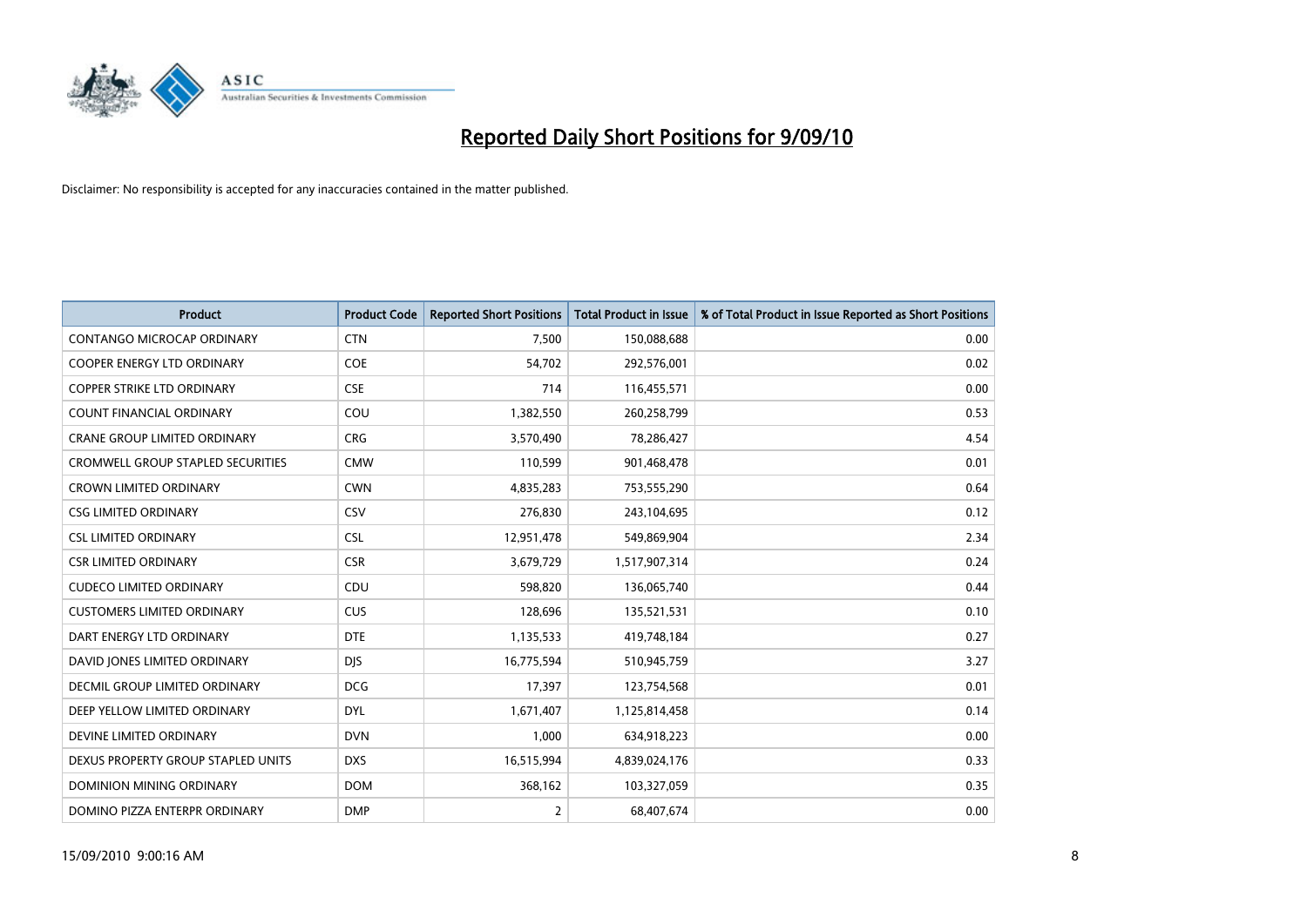# Reported Daily Short Positions for 9/09/10

Disclaimer: No responsibility is accepted for any inaccuracies contained in the matter published.

| Product | Product Code | Reported Short Positions | Total Product in Issue | % of Total Product in Issue Reported as Short Positions |
|---|---|---|---|---|
| CONTANGO MICROCAP ORDINARY | CTN | 7,500 | 150,088,688 | 0.00 |
| COOPER ENERGY LTD ORDINARY | COE | 54,702 | 292,576,001 | 0.02 |
| COPPER STRIKE LTD ORDINARY | CSE | 714 | 116,455,571 | 0.00 |
| COUNT FINANCIAL ORDINARY | COU | 1,382,550 | 260,258,799 | 0.53 |
| CRANE GROUP LIMITED ORDINARY | CRG | 3,570,490 | 78,286,427 | 4.54 |
| CROMWELL GROUP STAPLED SECURITIES | CMW | 110,599 | 901,468,478 | 0.01 |
| CROWN LIMITED ORDINARY | CWN | 4,835,283 | 753,555,290 | 0.64 |
| CSG LIMITED ORDINARY | CSV | 276,830 | 243,104,695 | 0.12 |
| CSL LIMITED ORDINARY | CSL | 12,951,478 | 549,869,904 | 2.34 |
| CSR LIMITED ORDINARY | CSR | 3,679,729 | 1,517,907,314 | 0.24 |
| CUDECO LIMITED ORDINARY | CDU | 598,820 | 136,065,740 | 0.44 |
| CUSTOMERS LIMITED ORDINARY | CUS | 128,696 | 135,521,531 | 0.10 |
| DART ENERGY LTD ORDINARY | DTE | 1,135,533 | 419,748,184 | 0.27 |
| DAVID JONES LIMITED ORDINARY | DJS | 16,775,594 | 510,945,759 | 3.27 |
| DECMIL GROUP LIMITED ORDINARY | DCG | 17,397 | 123,754,568 | 0.01 |
| DEEP YELLOW LIMITED ORDINARY | DYL | 1,671,407 | 1,125,814,458 | 0.14 |
| DEVINE LIMITED ORDINARY | DVN | 1,000 | 634,918,223 | 0.00 |
| DEXUS PROPERTY GROUP STAPLED UNITS | DXS | 16,515,994 | 4,839,024,176 | 0.33 |
| DOMINION MINING ORDINARY | DOM | 368,162 | 103,327,059 | 0.35 |
| DOMINO PIZZA ENTERPR ORDINARY | DMP | 2 | 68,407,674 | 0.00 |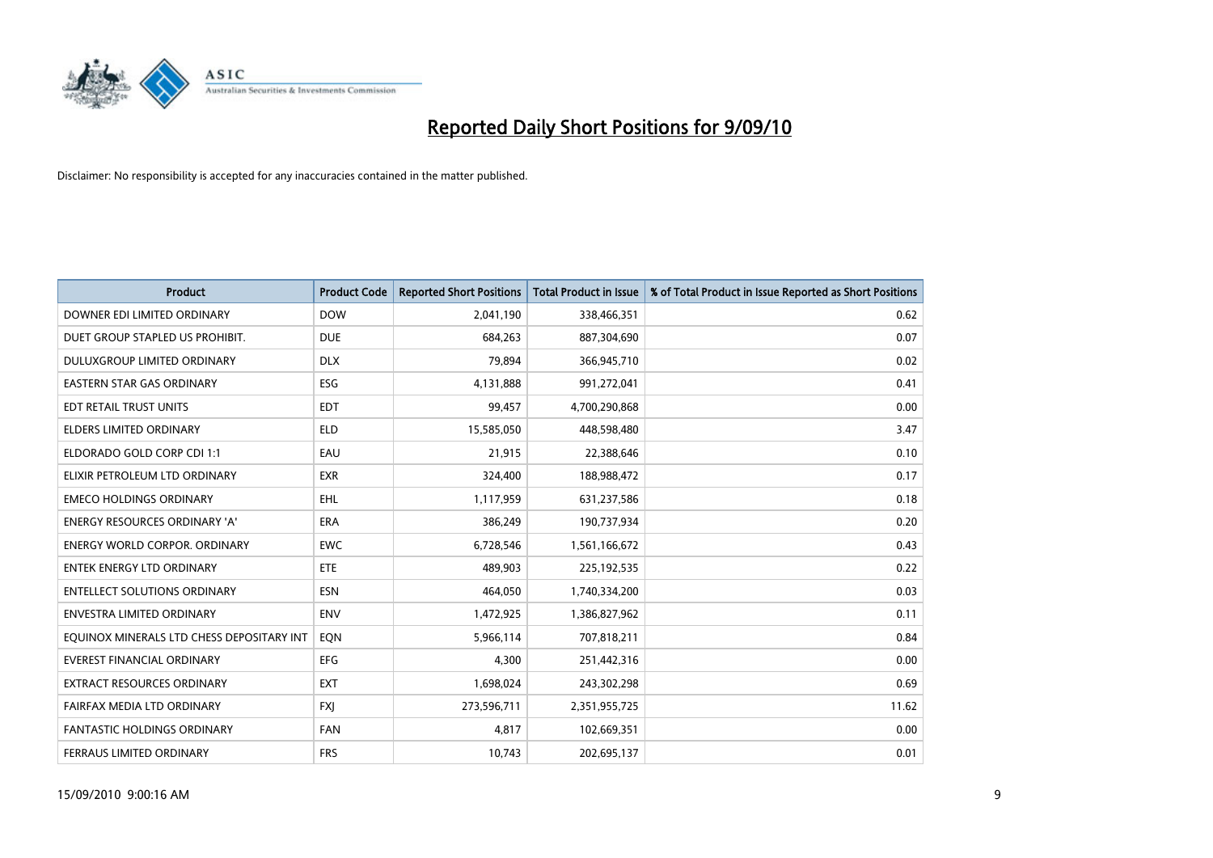# Reported Daily Short Positions for 9/09/10

Disclaimer: No responsibility is accepted for any inaccuracies contained in the matter published.

| Product | Product Code | Reported Short Positions | Total Product in Issue | % of Total Product in Issue Reported as Short Positions |
|---|---|---|---|---|
| DOWNER EDI LIMITED ORDINARY | DOW | 2,041,190 | 338,466,351 | 0.62 |
| DUET GROUP STAPLED US PROHIBIT. | DUE | 684,263 | 887,304,690 | 0.07 |
| DULUXGROUP LIMITED ORDINARY | DLX | 79,894 | 366,945,710 | 0.02 |
| EASTERN STAR GAS ORDINARY | ESG | 4,131,888 | 991,272,041 | 0.41 |
| EDT RETAIL TRUST UNITS | EDT | 99,457 | 4,700,290,868 | 0.00 |
| ELDERS LIMITED ORDINARY | ELD | 15,585,050 | 448,598,480 | 3.47 |
| ELDORADO GOLD CORP CDI 1:1 | EAU | 21,915 | 22,388,646 | 0.10 |
| ELIXIR PETROLEUM LTD ORDINARY | EXR | 324,400 | 188,988,472 | 0.17 |
| EMECO HOLDINGS ORDINARY | EHL | 1,117,959 | 631,237,586 | 0.18 |
| ENERGY RESOURCES ORDINARY 'A' | ERA | 386,249 | 190,737,934 | 0.20 |
| ENERGY WORLD CORPOR. ORDINARY | EWC | 6,728,546 | 1,561,166,672 | 0.43 |
| ENTEK ENERGY LTD ORDINARY | ETE | 489,903 | 225,192,535 | 0.22 |
| ENTELLECT SOLUTIONS ORDINARY | ESN | 464,050 | 1,740,334,200 | 0.03 |
| ENVESTRA LIMITED ORDINARY | ENV | 1,472,925 | 1,386,827,962 | 0.11 |
| EQUINOX MINERALS LTD CHESS DEPOSITARY INT | EQN | 5,966,114 | 707,818,211 | 0.84 |
| EVEREST FINANCIAL ORDINARY | EFG | 4,300 | 251,442,316 | 0.00 |
| EXTRACT RESOURCES ORDINARY | EXT | 1,698,024 | 243,302,298 | 0.69 |
| FAIRFAX MEDIA LTD ORDINARY | FXJ | 273,596,711 | 2,351,955,725 | 11.62 |
| FANTASTIC HOLDINGS ORDINARY | FAN | 4,817 | 102,669,351 | 0.00 |
| FERRAUS LIMITED ORDINARY | FRS | 10,743 | 202,695,137 | 0.01 |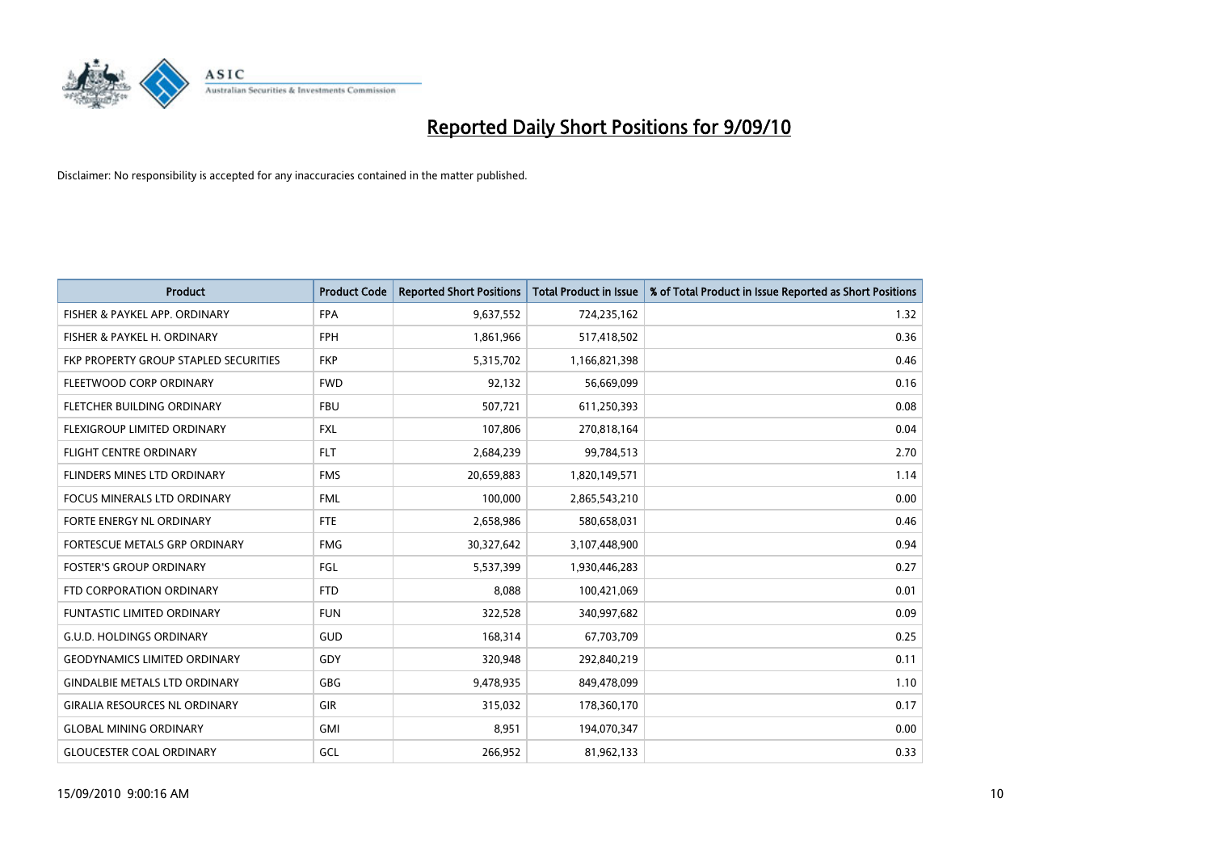# Reported Daily Short Positions for 9/09/10

Disclaimer: No responsibility is accepted for any inaccuracies contained in the matter published.

| Product | Product Code | Reported Short Positions | Total Product in Issue | % of Total Product in Issue Reported as Short Positions |
|---|---|---|---|---|
| FISHER & PAYKEL APP. ORDINARY | FPA | 9,637,552 | 724,235,162 | 1.32 |
| FISHER & PAYKEL H. ORDINARY | FPH | 1,861,966 | 517,418,502 | 0.36 |
| FKP PROPERTY GROUP STAPLED SECURITIES | FKP | 5,315,702 | 1,166,821,398 | 0.46 |
| FLEETWOOD CORP ORDINARY | FWD | 92,132 | 56,669,099 | 0.16 |
| FLETCHER BUILDING ORDINARY | FBU | 507,721 | 611,250,393 | 0.08 |
| FLEXIGROUP LIMITED ORDINARY | FXL | 107,806 | 270,818,164 | 0.04 |
| FLIGHT CENTRE ORDINARY | FLT | 2,684,239 | 99,784,513 | 2.70 |
| FLINDERS MINES LTD ORDINARY | FMS | 20,659,883 | 1,820,149,571 | 1.14 |
| FOCUS MINERALS LTD ORDINARY | FML | 100,000 | 2,865,543,210 | 0.00 |
| FORTE ENERGY NL ORDINARY | FTE | 2,658,986 | 580,658,031 | 0.46 |
| FORTESCUE METALS GRP ORDINARY | FMG | 30,327,642 | 3,107,448,900 | 0.94 |
| FOSTER'S GROUP ORDINARY | FGL | 5,537,399 | 1,930,446,283 | 0.27 |
| FTD CORPORATION ORDINARY | FTD | 8,088 | 100,421,069 | 0.01 |
| FUNTASTIC LIMITED ORDINARY | FUN | 322,528 | 340,997,682 | 0.09 |
| G.U.D. HOLDINGS ORDINARY | GUD | 168,314 | 67,703,709 | 0.25 |
| GEODYNAMICS LIMITED ORDINARY | GDY | 320,948 | 292,840,219 | 0.11 |
| GINDALBIE METALS LTD ORDINARY | GBG | 9,478,935 | 849,478,099 | 1.10 |
| GIRALIA RESOURCES NL ORDINARY | GIR | 315,032 | 178,360,170 | 0.17 |
| GLOBAL MINING ORDINARY | GMI | 8,951 | 194,070,347 | 0.00 |
| GLOUCESTER COAL ORDINARY | GCL | 266,952 | 81,962,133 | 0.33 |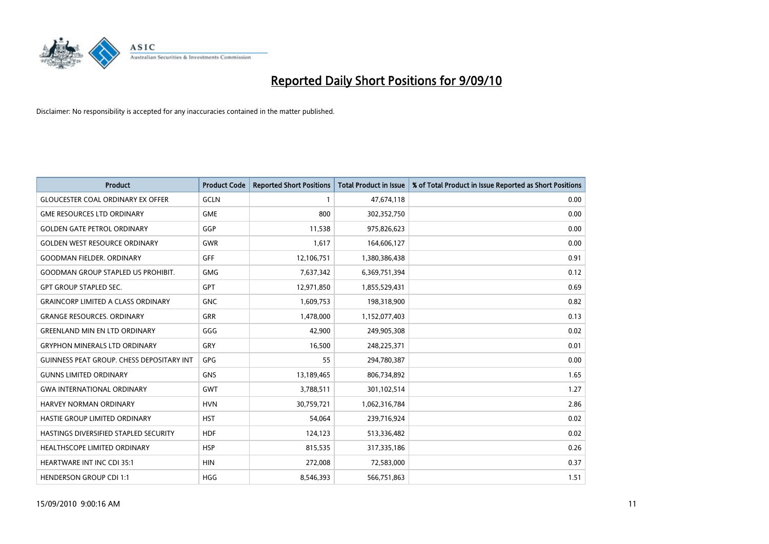# Reported Daily Short Positions for 9/09/10

Disclaimer: No responsibility is accepted for any inaccuracies contained in the matter published.

| Product | Product Code | Reported Short Positions | Total Product in Issue | % of Total Product in Issue Reported as Short Positions |
|---|---|---|---|---|
| GLOUCESTER COAL ORDINARY EX OFFER | GCLN | 1 | 47,674,118 | 0.00 |
| GME RESOURCES LTD ORDINARY | GME | 800 | 302,352,750 | 0.00 |
| GOLDEN GATE PETROL ORDINARY | GGP | 11,538 | 975,826,623 | 0.00 |
| GOLDEN WEST RESOURCE ORDINARY | GWR | 1,617 | 164,606,127 | 0.00 |
| GOODMAN FIELDER. ORDINARY | GFF | 12,106,751 | 1,380,386,438 | 0.91 |
| GOODMAN GROUP STAPLED US PROHIBIT. | GMG | 7,637,342 | 6,369,751,394 | 0.12 |
| GPT GROUP STAPLED SEC. | GPT | 12,971,850 | 1,855,529,431 | 0.69 |
| GRAINCORP LIMITED A CLASS ORDINARY | GNC | 1,609,753 | 198,318,900 | 0.82 |
| GRANGE RESOURCES. ORDINARY | GRR | 1,478,000 | 1,152,077,403 | 0.13 |
| GREENLAND MIN EN LTD ORDINARY | GGG | 42,900 | 249,905,308 | 0.02 |
| GRYPHON MINERALS LTD ORDINARY | GRY | 16,500 | 248,225,371 | 0.01 |
| GUINNESS PEAT GROUP. CHESS DEPOSITARY INT | GPG | 55 | 294,780,387 | 0.00 |
| GUNNS LIMITED ORDINARY | GNS | 13,189,465 | 806,734,892 | 1.65 |
| GWA INTERNATIONAL ORDINARY | GWT | 3,788,511 | 301,102,514 | 1.27 |
| HARVEY NORMAN ORDINARY | HVN | 30,759,721 | 1,062,316,784 | 2.86 |
| HASTIE GROUP LIMITED ORDINARY | HST | 54,064 | 239,716,924 | 0.02 |
| HASTINGS DIVERSIFIED STAPLED SECURITY | HDF | 124,123 | 513,336,482 | 0.02 |
| HEALTHSCOPE LIMITED ORDINARY | HSP | 815,535 | 317,335,186 | 0.26 |
| HEARTWARE INT INC CDI 35:1 | HIN | 272,008 | 72,583,000 | 0.37 |
| HENDERSON GROUP CDI 1:1 | HGG | 8,546,393 | 566,751,863 | 1.51 |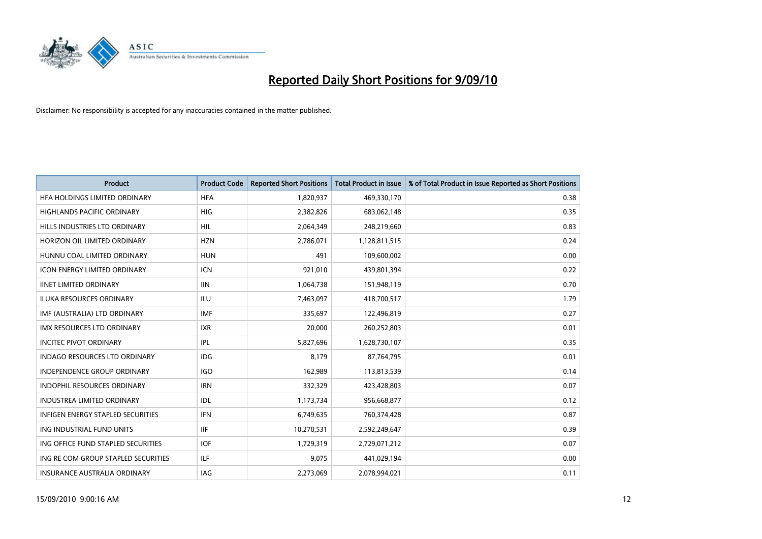# Reported Daily Short Positions for 9/09/10

Disclaimer: No responsibility is accepted for any inaccuracies contained in the matter published.

| Product | Product Code | Reported Short Positions | Total Product in Issue | % of Total Product in Issue Reported as Short Positions |
|---|---|---|---|---|
| HFA HOLDINGS LIMITED ORDINARY | HFA | 1,820,937 | 469,330,170 | 0.38 |
| HIGHLANDS PACIFIC ORDINARY | HIG | 2,382,826 | 683,062,148 | 0.35 |
| HILLS INDUSTRIES LTD ORDINARY | HIL | 2,064,349 | 248,219,660 | 0.83 |
| HORIZON OIL LIMITED ORDINARY | HZN | 2,786,071 | 1,128,811,515 | 0.24 |
| HUNNU COAL LIMITED ORDINARY | HUN | 491 | 109,600,002 | 0.00 |
| ICON ENERGY LIMITED ORDINARY | ICN | 921,010 | 439,801,394 | 0.22 |
| IINET LIMITED ORDINARY | IIN | 1,064,738 | 151,948,119 | 0.70 |
| ILUKA RESOURCES ORDINARY | ILU | 7,463,097 | 418,700,517 | 1.79 |
| IMF (AUSTRALIA) LTD ORDINARY | IMF | 335,697 | 122,496,819 | 0.27 |
| IMX RESOURCES LTD ORDINARY | IXR | 20,000 | 260,252,803 | 0.01 |
| INCITEC PIVOT ORDINARY | IPL | 5,827,696 | 1,628,730,107 | 0.35 |
| INDAGO RESOURCES LTD ORDINARY | IDG | 8,179 | 87,764,795 | 0.01 |
| INDEPENDENCE GROUP ORDINARY | IGO | 162,989 | 113,813,539 | 0.14 |
| INDOPHIL RESOURCES ORDINARY | IRN | 332,329 | 423,428,803 | 0.07 |
| INDUSTREA LIMITED ORDINARY | IDL | 1,173,734 | 956,668,877 | 0.12 |
| INFIGEN ENERGY STAPLED SECURITIES | IFN | 6,749,635 | 760,374,428 | 0.87 |
| ING INDUSTRIAL FUND UNITS | IIF | 10,270,531 | 2,592,249,647 | 0.39 |
| ING OFFICE FUND STAPLED SECURITIES | IOF | 1,729,319 | 2,729,071,212 | 0.07 |
| ING RE COM GROUP STAPLED SECURITIES | ILF | 9,075 | 441,029,194 | 0.00 |
| INSURANCE AUSTRALIA ORDINARY | IAG | 2,273,069 | 2,078,994,021 | 0.11 |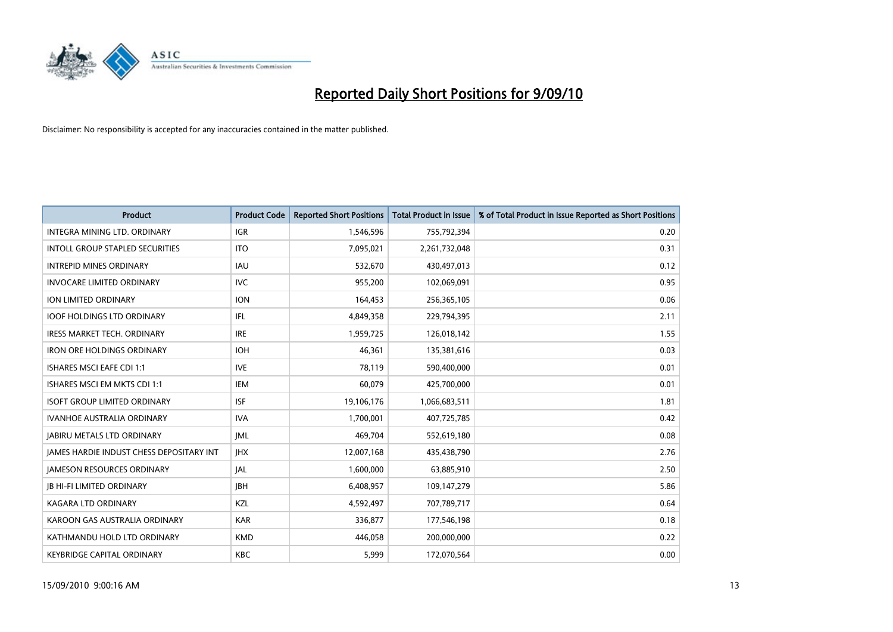# Reported Daily Short Positions for 9/09/10

Disclaimer: No responsibility is accepted for any inaccuracies contained in the matter published.

| Product | Product Code | Reported Short Positions | Total Product in Issue | % of Total Product in Issue Reported as Short Positions |
|---|---|---|---|---|
| INTEGRA MINING LTD. ORDINARY | IGR | 1,546,596 | 755,792,394 | 0.20 |
| INTOLL GROUP STAPLED SECURITIES | ITO | 7,095,021 | 2,261,732,048 | 0.31 |
| INTREPID MINES ORDINARY | IAU | 532,670 | 430,497,013 | 0.12 |
| INVOCARE LIMITED ORDINARY | IVC | 955,200 | 102,069,091 | 0.95 |
| ION LIMITED ORDINARY | ION | 164,453 | 256,365,105 | 0.06 |
| IOOF HOLDINGS LTD ORDINARY | IFL | 4,849,358 | 229,794,395 | 2.11 |
| IRESS MARKET TECH. ORDINARY | IRE | 1,959,725 | 126,018,142 | 1.55 |
| IRON ORE HOLDINGS ORDINARY | IOH | 46,361 | 135,381,616 | 0.03 |
| ISHARES MSCI EAFE CDI 1:1 | IVE | 78,119 | 590,400,000 | 0.01 |
| ISHARES MSCI EM MKTS CDI 1:1 | IEM | 60,079 | 425,700,000 | 0.01 |
| ISOFT GROUP LIMITED ORDINARY | ISF | 19,106,176 | 1,066,683,511 | 1.81 |
| IVANHOE AUSTRALIA ORDINARY | IVA | 1,700,001 | 407,725,785 | 0.42 |
| JABIRU METALS LTD ORDINARY | JML | 469,704 | 552,619,180 | 0.08 |
| JAMES HARDIE INDUST CHESS DEPOSITARY INT | JHX | 12,007,168 | 435,438,790 | 2.76 |
| JAMESON RESOURCES ORDINARY | JAL | 1,600,000 | 63,885,910 | 2.50 |
| JB HI-FI LIMITED ORDINARY | JBH | 6,408,957 | 109,147,279 | 5.86 |
| KAGARA LTD ORDINARY | KZL | 4,592,497 | 707,789,717 | 0.64 |
| KAROON GAS AUSTRALIA ORDINARY | KAR | 336,877 | 177,546,198 | 0.18 |
| KATHMANDU HOLD LTD ORDINARY | KMD | 446,058 | 200,000,000 | 0.22 |
| KEYBRIDGE CAPITAL ORDINARY | KBC | 5,999 | 172,070,564 | 0.00 |

15/09/2010 9:00:16 AM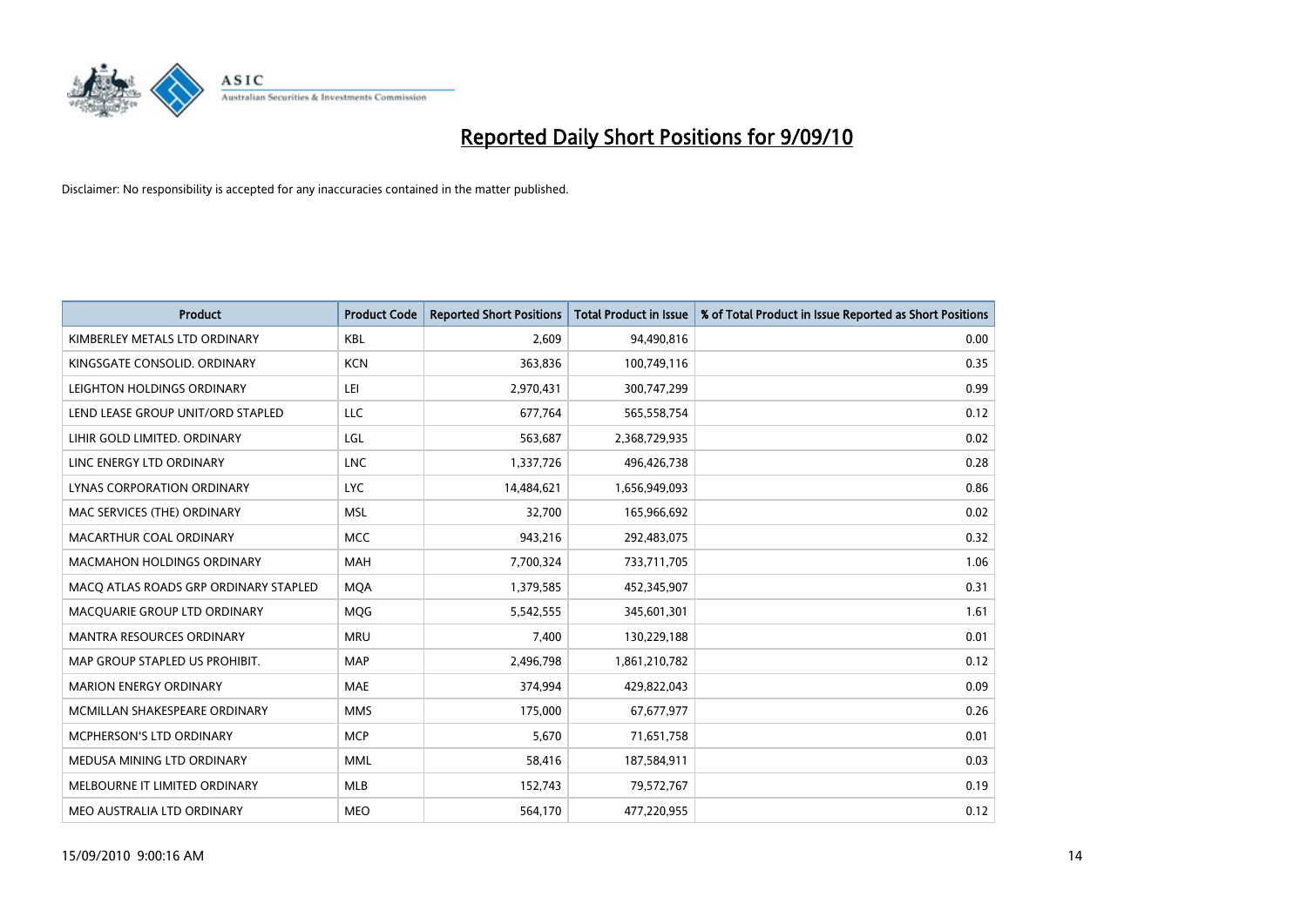# Reported Daily Short Positions for 9/09/10

Disclaimer: No responsibility is accepted for any inaccuracies contained in the matter published.

| Product | Product Code | Reported Short Positions | Total Product in Issue | % of Total Product in Issue Reported as Short Positions |
|---|---|---|---|---|
| KIMBERLEY METALS LTD ORDINARY | KBL | 2,609 | 94,490,816 | 0.00 |
| KINGSGATE CONSOLID. ORDINARY | KCN | 363,836 | 100,749,116 | 0.35 |
| LEIGHTON HOLDINGS ORDINARY | LEI | 2,970,431 | 300,747,299 | 0.99 |
| LEND LEASE GROUP UNIT/ORD STAPLED | LLC | 677,764 | 565,558,754 | 0.12 |
| LIHIR GOLD LIMITED. ORDINARY | LGL | 563,687 | 2,368,729,935 | 0.02 |
| LINC ENERGY LTD ORDINARY | LNC | 1,337,726 | 496,426,738 | 0.28 |
| LYNAS CORPORATION ORDINARY | LYC | 14,484,621 | 1,656,949,093 | 0.86 |
| MAC SERVICES (THE) ORDINARY | MSL | 32,700 | 165,966,692 | 0.02 |
| MACARTHUR COAL ORDINARY | MCC | 943,216 | 292,483,075 | 0.32 |
| MACMAHON HOLDINGS ORDINARY | MAH | 7,700,324 | 733,711,705 | 1.06 |
| MACQ ATLAS ROADS GRP ORDINARY STAPLED | MQA | 1,379,585 | 452,345,907 | 0.31 |
| MACQUARIE GROUP LTD ORDINARY | MQG | 5,542,555 | 345,601,301 | 1.61 |
| MANTRA RESOURCES ORDINARY | MRU | 7,400 | 130,229,188 | 0.01 |
| MAP GROUP STAPLED US PROHIBIT. | MAP | 2,496,798 | 1,861,210,782 | 0.12 |
| MARION ENERGY ORDINARY | MAE | 374,994 | 429,822,043 | 0.09 |
| MCMILLAN SHAKESPEARE ORDINARY | MMS | 175,000 | 67,677,977 | 0.26 |
| MCPHERSON'S LTD ORDINARY | MCP | 5,670 | 71,651,758 | 0.01 |
| MEDUSA MINING LTD ORDINARY | MML | 58,416 | 187,584,911 | 0.03 |
| MELBOURNE IT LIMITED ORDINARY | MLB | 152,743 | 79,572,767 | 0.19 |
| MEO AUSTRALIA LTD ORDINARY | MEO | 564,170 | 477,220,955 | 0.12 |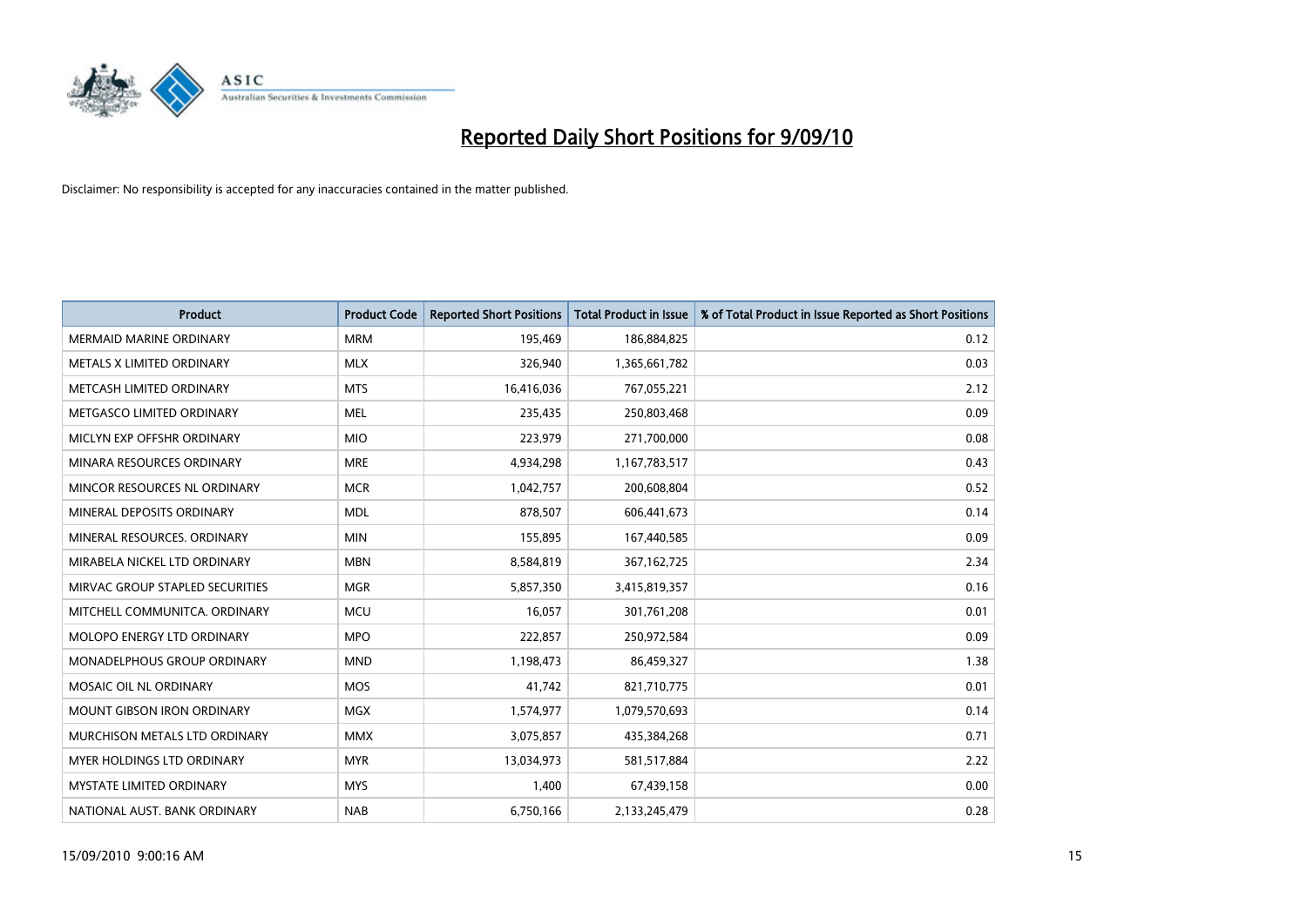# Reported Daily Short Positions for 9/09/10

Disclaimer: No responsibility is accepted for any inaccuracies contained in the matter published.

| Product | Product Code | Reported Short Positions | Total Product in Issue | % of Total Product in Issue Reported as Short Positions |
|---|---|---|---|---|
| MERMAID MARINE ORDINARY | MRM | 195,469 | 186,884,825 | 0.12 |
| METALS X LIMITED ORDINARY | MLX | 326,940 | 1,365,661,782 | 0.03 |
| METCASH LIMITED ORDINARY | MTS | 16,416,036 | 767,055,221 | 2.12 |
| METGASCO LIMITED ORDINARY | MEL | 235,435 | 250,803,468 | 0.09 |
| MICLYN EXP OFFSHR ORDINARY | MIO | 223,979 | 271,700,000 | 0.08 |
| MINARA RESOURCES ORDINARY | MRE | 4,934,298 | 1,167,783,517 | 0.43 |
| MINCOR RESOURCES NL ORDINARY | MCR | 1,042,757 | 200,608,804 | 0.52 |
| MINERAL DEPOSITS ORDINARY | MDL | 878,507 | 606,441,673 | 0.14 |
| MINERAL RESOURCES. ORDINARY | MIN | 155,895 | 167,440,585 | 0.09 |
| MIRABELA NICKEL LTD ORDINARY | MBN | 8,584,819 | 367,162,725 | 2.34 |
| MIRVAC GROUP STAPLED SECURITIES | MGR | 5,857,350 | 3,415,819,357 | 0.16 |
| MITCHELL COMMUNITCA. ORDINARY | MCU | 16,057 | 301,761,208 | 0.01 |
| MOLOPO ENERGY LTD ORDINARY | MPO | 222,857 | 250,972,584 | 0.09 |
| MONADELPHOUS GROUP ORDINARY | MND | 1,198,473 | 86,459,327 | 1.38 |
| MOSAIC OIL NL ORDINARY | MOS | 41,742 | 821,710,775 | 0.01 |
| MOUNT GIBSON IRON ORDINARY | MGX | 1,574,977 | 1,079,570,693 | 0.14 |
| MURCHISON METALS LTD ORDINARY | MMX | 3,075,857 | 435,384,268 | 0.71 |
| MYER HOLDINGS LTD ORDINARY | MYR | 13,034,973 | 581,517,884 | 2.22 |
| MYSTATE LIMITED ORDINARY | MYS | 1,400 | 67,439,158 | 0.00 |
| NATIONAL AUST. BANK ORDINARY | NAB | 6,750,166 | 2,133,245,479 | 0.28 |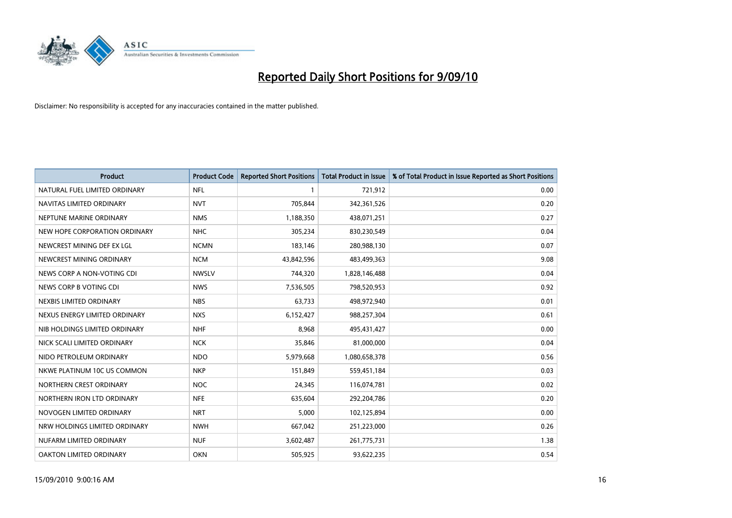# Reported Daily Short Positions for 9/09/10

Disclaimer: No responsibility is accepted for any inaccuracies contained in the matter published.

| Product | Product Code | Reported Short Positions | Total Product in Issue | % of Total Product in Issue Reported as Short Positions |
|---|---|---|---|---|
| NATURAL FUEL LIMITED ORDINARY | NFL | 1 | 721,912 | 0.00 |
| NAVITAS LIMITED ORDINARY | NVT | 705,844 | 342,361,526 | 0.20 |
| NEPTUNE MARINE ORDINARY | NMS | 1,188,350 | 438,071,251 | 0.27 |
| NEW HOPE CORPORATION ORDINARY | NHC | 305,234 | 830,230,549 | 0.04 |
| NEWCREST MINING DEF EX LGL | NCMN | 183,146 | 280,988,130 | 0.07 |
| NEWCREST MINING ORDINARY | NCM | 43,842,596 | 483,499,363 | 9.08 |
| NEWS CORP A NON-VOTING CDI | NWSLV | 744,320 | 1,828,146,488 | 0.04 |
| NEWS CORP B VOTING CDI | NWS | 7,536,505 | 798,520,953 | 0.92 |
| NEXBIS LIMITED ORDINARY | NBS | 63,733 | 498,972,940 | 0.01 |
| NEXUS ENERGY LIMITED ORDINARY | NXS | 6,152,427 | 988,257,304 | 0.61 |
| NIB HOLDINGS LIMITED ORDINARY | NHF | 8,968 | 495,431,427 | 0.00 |
| NICK SCALI LIMITED ORDINARY | NCK | 35,846 | 81,000,000 | 0.04 |
| NIDO PETROLEUM ORDINARY | NDO | 5,979,668 | 1,080,658,378 | 0.56 |
| NKWE PLATINUM 10C US COMMON | NKP | 151,849 | 559,451,184 | 0.03 |
| NORTHERN CREST ORDINARY | NOC | 24,345 | 116,074,781 | 0.02 |
| NORTHERN IRON LTD ORDINARY | NFE | 635,604 | 292,204,786 | 0.20 |
| NOVOGEN LIMITED ORDINARY | NRT | 5,000 | 102,125,894 | 0.00 |
| NRW HOLDINGS LIMITED ORDINARY | NWH | 667,042 | 251,223,000 | 0.26 |
| NUFARM LIMITED ORDINARY | NUF | 3,602,487 | 261,775,731 | 1.38 |
| OAKTON LIMITED ORDINARY | OKN | 505,925 | 93,622,235 | 0.54 |

15/09/2010 9:00:16 AM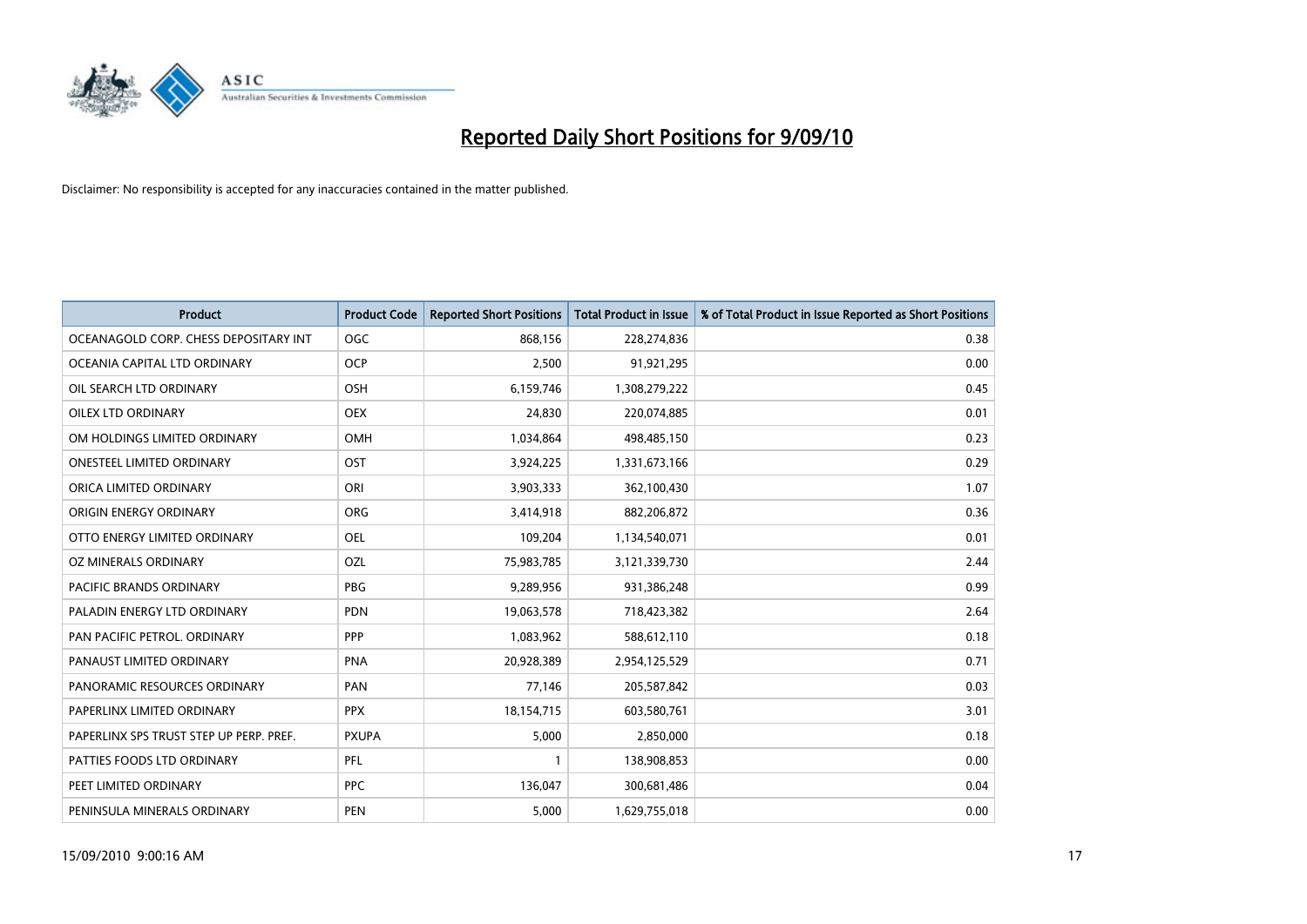# Reported Daily Short Positions for 9/09/10

Disclaimer: No responsibility is accepted for any inaccuracies contained in the matter published.

| Product | Product Code | Reported Short Positions | Total Product in Issue | % of Total Product in Issue Reported as Short Positions |
|---|---|---|---|---|
| OCEANAGOLD CORP. CHESS DEPOSITARY INT | OGC | 868,156 | 228,274,836 | 0.38 |
| OCEANIA CAPITAL LTD ORDINARY | OCP | 2,500 | 91,921,295 | 0.00 |
| OIL SEARCH LTD ORDINARY | OSH | 6,159,746 | 1,308,279,222 | 0.45 |
| OILEX LTD ORDINARY | OEX | 24,830 | 220,074,885 | 0.01 |
| OM HOLDINGS LIMITED ORDINARY | OMH | 1,034,864 | 498,485,150 | 0.23 |
| ONESTEEL LIMITED ORDINARY | OST | 3,924,225 | 1,331,673,166 | 0.29 |
| ORICA LIMITED ORDINARY | ORI | 3,903,333 | 362,100,430 | 1.07 |
| ORIGIN ENERGY ORDINARY | ORG | 3,414,918 | 882,206,872 | 0.36 |
| OTTO ENERGY LIMITED ORDINARY | OEL | 109,204 | 1,134,540,071 | 0.01 |
| OZ MINERALS ORDINARY | OZL | 75,983,785 | 3,121,339,730 | 2.44 |
| PACIFIC BRANDS ORDINARY | PBG | 9,289,956 | 931,386,248 | 0.99 |
| PALADIN ENERGY LTD ORDINARY | PDN | 19,063,578 | 718,423,382 | 2.64 |
| PAN PACIFIC PETROL. ORDINARY | PPP | 1,083,962 | 588,612,110 | 0.18 |
| PANAUST LIMITED ORDINARY | PNA | 20,928,389 | 2,954,125,529 | 0.71 |
| PANORAMIC RESOURCES ORDINARY | PAN | 77,146 | 205,587,842 | 0.03 |
| PAPERLINX LIMITED ORDINARY | PPX | 18,154,715 | 603,580,761 | 3.01 |
| PAPERLINX SPS TRUST STEP UP PERP. PREF. | PXUPA | 5,000 | 2,850,000 | 0.18 |
| PATTIES FOODS LTD ORDINARY | PFL | 1 | 138,908,853 | 0.00 |
| PEET LIMITED ORDINARY | PPC | 136,047 | 300,681,486 | 0.04 |
| PENINSULA MINERALS ORDINARY | PEN | 5,000 | 1,629,755,018 | 0.00 |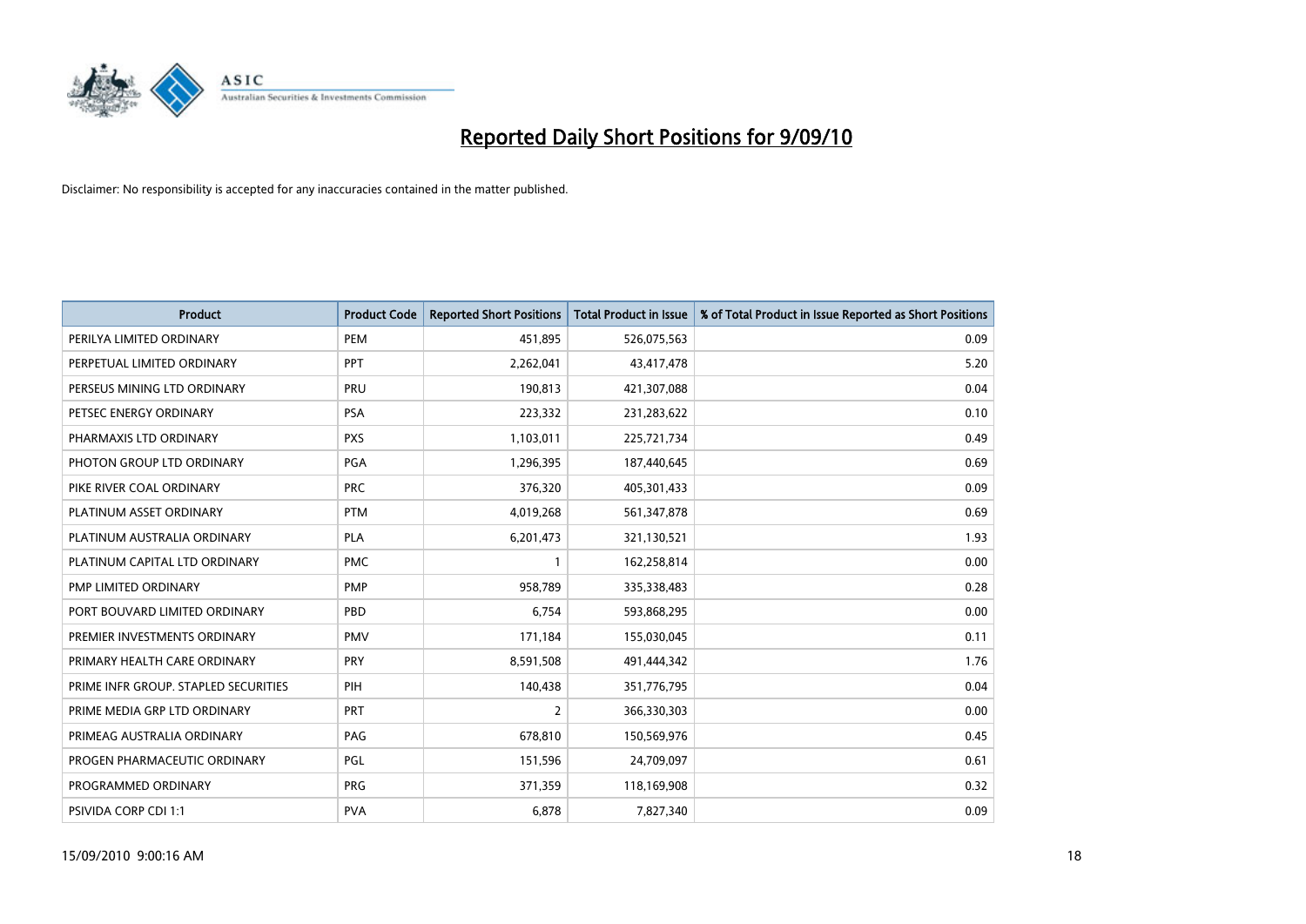# Reported Daily Short Positions for 9/09/10

Disclaimer: No responsibility is accepted for any inaccuracies contained in the matter published.

| Product | Product Code | Reported Short Positions | Total Product in Issue | % of Total Product in Issue Reported as Short Positions |
|---|---|---|---|---|
| PERILYA LIMITED ORDINARY | PEM | 451,895 | 526,075,563 | 0.09 |
| PERPETUAL LIMITED ORDINARY | PPT | 2,262,041 | 43,417,478 | 5.20 |
| PERSEUS MINING LTD ORDINARY | PRU | 190,813 | 421,307,088 | 0.04 |
| PETSEC ENERGY ORDINARY | PSA | 223,332 | 231,283,622 | 0.10 |
| PHARMAXIS LTD ORDINARY | PXS | 1,103,011 | 225,721,734 | 0.49 |
| PHOTON GROUP LTD ORDINARY | PGA | 1,296,395 | 187,440,645 | 0.69 |
| PIKE RIVER COAL ORDINARY | PRC | 376,320 | 405,301,433 | 0.09 |
| PLATINUM ASSET ORDINARY | PTM | 4,019,268 | 561,347,878 | 0.69 |
| PLATINUM AUSTRALIA ORDINARY | PLA | 6,201,473 | 321,130,521 | 1.93 |
| PLATINUM CAPITAL LTD ORDINARY | PMC | 1 | 162,258,814 | 0.00 |
| PMP LIMITED ORDINARY | PMP | 958,789 | 335,338,483 | 0.28 |
| PORT BOUVARD LIMITED ORDINARY | PBD | 6,754 | 593,868,295 | 0.00 |
| PREMIER INVESTMENTS ORDINARY | PMV | 171,184 | 155,030,045 | 0.11 |
| PRIMARY HEALTH CARE ORDINARY | PRY | 8,591,508 | 491,444,342 | 1.76 |
| PRIME INFR GROUP. STAPLED SECURITIES | PIH | 140,438 | 351,776,795 | 0.04 |
| PRIME MEDIA GRP LTD ORDINARY | PRT | 2 | 366,330,303 | 0.00 |
| PRIMEAG AUSTRALIA ORDINARY | PAG | 678,810 | 150,569,976 | 0.45 |
| PROGEN PHARMACEUTIC ORDINARY | PGL | 151,596 | 24,709,097 | 0.61 |
| PROGRAMMED ORDINARY | PRG | 371,359 | 118,169,908 | 0.32 |
| PSIVIDA CORP CDI 1:1 | PVA | 6,878 | 7,827,340 | 0.09 |

15/09/2010 9:00:16 AM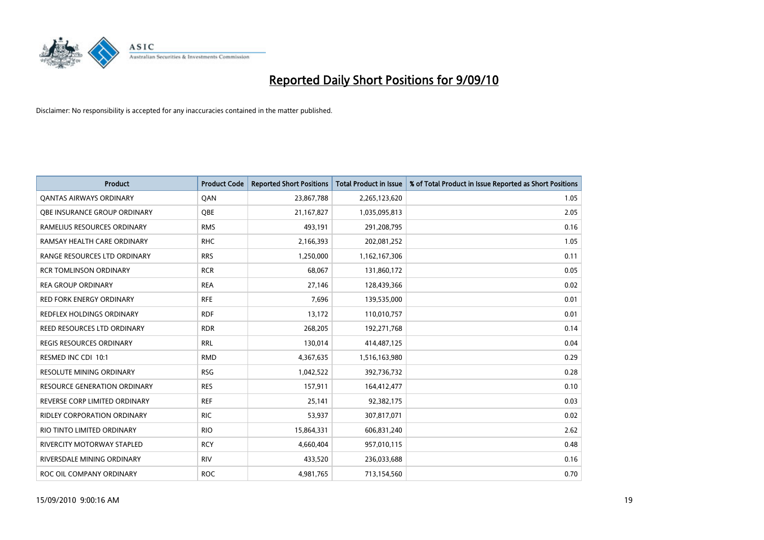# Reported Daily Short Positions for 9/09/10

Disclaimer: No responsibility is accepted for any inaccuracies contained in the matter published.

| Product | Product Code | Reported Short Positions | Total Product in Issue | % of Total Product in Issue Reported as Short Positions |
|---|---|---|---|---|
| QANTAS AIRWAYS ORDINARY | QAN | 23,867,788 | 2,265,123,620 | 1.05 |
| QBE INSURANCE GROUP ORDINARY | QBE | 21,167,827 | 1,035,095,813 | 2.05 |
| RAMELIUS RESOURCES ORDINARY | RMS | 493,191 | 291,208,795 | 0.16 |
| RAMSAY HEALTH CARE ORDINARY | RHC | 2,166,393 | 202,081,252 | 1.05 |
| RANGE RESOURCES LTD ORDINARY | RRS | 1,250,000 | 1,162,167,306 | 0.11 |
| RCR TOMLINSON ORDINARY | RCR | 68,067 | 131,860,172 | 0.05 |
| REA GROUP ORDINARY | REA | 27,146 | 128,439,366 | 0.02 |
| RED FORK ENERGY ORDINARY | RFE | 7,696 | 139,535,000 | 0.01 |
| REDFLEX HOLDINGS ORDINARY | RDF | 13,172 | 110,010,757 | 0.01 |
| REED RESOURCES LTD ORDINARY | RDR | 268,205 | 192,271,768 | 0.14 |
| REGIS RESOURCES ORDINARY | RRL | 130,014 | 414,487,125 | 0.04 |
| RESMED INC CDI 10:1 | RMD | 4,367,635 | 1,516,163,980 | 0.29 |
| RESOLUTE MINING ORDINARY | RSG | 1,042,522 | 392,736,732 | 0.28 |
| RESOURCE GENERATION ORDINARY | RES | 157,911 | 164,412,477 | 0.10 |
| REVERSE CORP LIMITED ORDINARY | REF | 25,141 | 92,382,175 | 0.03 |
| RIDLEY CORPORATION ORDINARY | RIC | 53,937 | 307,817,071 | 0.02 |
| RIO TINTO LIMITED ORDINARY | RIO | 15,864,331 | 606,831,240 | 2.62 |
| RIVERCITY MOTORWAY STAPLED | RCY | 4,660,404 | 957,010,115 | 0.48 |
| RIVERSDALE MINING ORDINARY | RIV | 433,520 | 236,033,688 | 0.16 |
| ROC OIL COMPANY ORDINARY | ROC | 4,981,765 | 713,154,560 | 0.70 |

15/09/2010 9:00:16 AM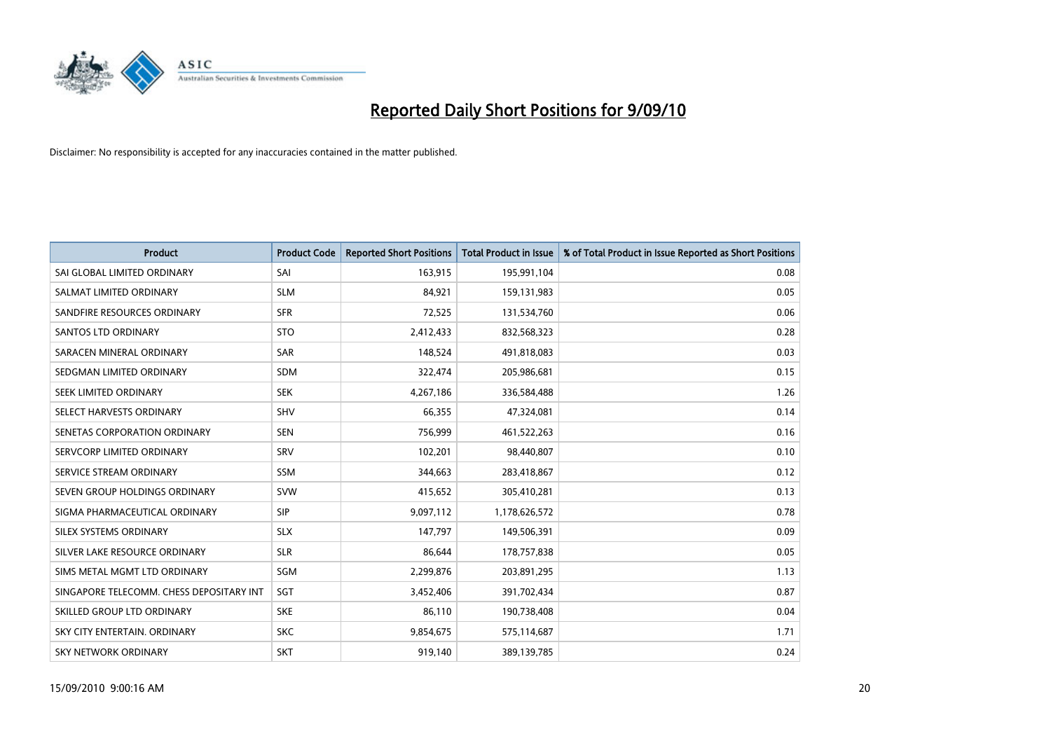# Reported Daily Short Positions for 9/09/10

Disclaimer: No responsibility is accepted for any inaccuracies contained in the matter published.

| Product | Product Code | Reported Short Positions | Total Product in Issue | % of Total Product in Issue Reported as Short Positions |
|---|---|---|---|---|
| SAI GLOBAL LIMITED ORDINARY | SAI | 163,915 | 195,991,104 | 0.08 |
| SALMAT LIMITED ORDINARY | SLM | 84,921 | 159,131,983 | 0.05 |
| SANDFIRE RESOURCES ORDINARY | SFR | 72,525 | 131,534,760 | 0.06 |
| SANTOS LTD ORDINARY | STO | 2,412,433 | 832,568,323 | 0.28 |
| SARACEN MINERAL ORDINARY | SAR | 148,524 | 491,818,083 | 0.03 |
| SEDGMAN LIMITED ORDINARY | SDM | 322,474 | 205,986,681 | 0.15 |
| SEEK LIMITED ORDINARY | SEK | 4,267,186 | 336,584,488 | 1.26 |
| SELECT HARVESTS ORDINARY | SHV | 66,355 | 47,324,081 | 0.14 |
| SENETAS CORPORATION ORDINARY | SEN | 756,999 | 461,522,263 | 0.16 |
| SERVCORP LIMITED ORDINARY | SRV | 102,201 | 98,440,807 | 0.10 |
| SERVICE STREAM ORDINARY | SSM | 344,663 | 283,418,867 | 0.12 |
| SEVEN GROUP HOLDINGS ORDINARY | SVW | 415,652 | 305,410,281 | 0.13 |
| SIGMA PHARMACEUTICAL ORDINARY | SIP | 9,097,112 | 1,178,626,572 | 0.78 |
| SILEX SYSTEMS ORDINARY | SLX | 147,797 | 149,506,391 | 0.09 |
| SILVER LAKE RESOURCE ORDINARY | SLR | 86,644 | 178,757,838 | 0.05 |
| SIMS METAL MGMT LTD ORDINARY | SGM | 2,299,876 | 203,891,295 | 1.13 |
| SINGAPORE TELECOMM. CHESS DEPOSITARY INT | SGT | 3,452,406 | 391,702,434 | 0.87 |
| SKILLED GROUP LTD ORDINARY | SKE | 86,110 | 190,738,408 | 0.04 |
| SKY CITY ENTERTAIN. ORDINARY | SKC | 9,854,675 | 575,114,687 | 1.71 |
| SKY NETWORK ORDINARY | SKT | 919,140 | 389,139,785 | 0.24 |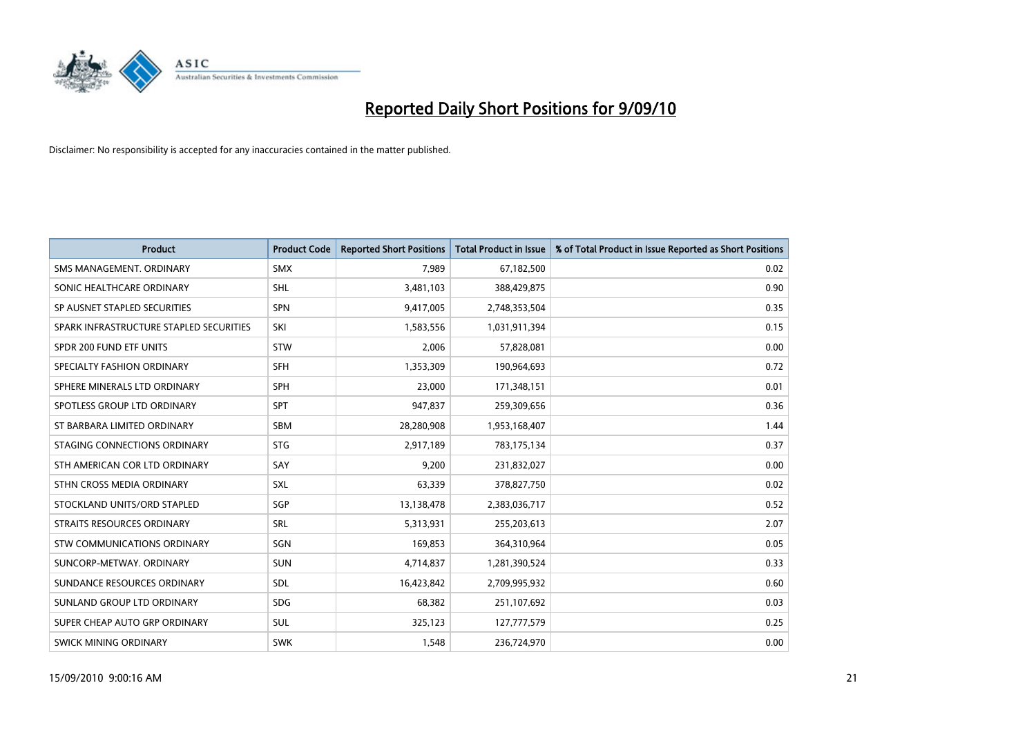# Reported Daily Short Positions for 9/09/10

Disclaimer: No responsibility is accepted for any inaccuracies contained in the matter published.

| Product | Product Code | Reported Short Positions | Total Product in Issue | % of Total Product in Issue Reported as Short Positions |
|---|---|---|---|---|
| SMS MANAGEMENT. ORDINARY | SMX | 7,989 | 67,182,500 | 0.02 |
| SONIC HEALTHCARE ORDINARY | SHL | 3,481,103 | 388,429,875 | 0.90 |
| SP AUSNET STAPLED SECURITIES | SPN | 9,417,005 | 2,748,353,504 | 0.35 |
| SPARK INFRASTRUCTURE STAPLED SECURITIES | SKI | 1,583,556 | 1,031,911,394 | 0.15 |
| SPDR 200 FUND ETF UNITS | STW | 2,006 | 57,828,081 | 0.00 |
| SPECIALTY FASHION ORDINARY | SFH | 1,353,309 | 190,964,693 | 0.72 |
| SPHERE MINERALS LTD ORDINARY | SPH | 23,000 | 171,348,151 | 0.01 |
| SPOTLESS GROUP LTD ORDINARY | SPT | 947,837 | 259,309,656 | 0.36 |
| ST BARBARA LIMITED ORDINARY | SBM | 28,280,908 | 1,953,168,407 | 1.44 |
| STAGING CONNECTIONS ORDINARY | STG | 2,917,189 | 783,175,134 | 0.37 |
| STH AMERICAN COR LTD ORDINARY | SAY | 9,200 | 231,832,027 | 0.00 |
| STHN CROSS MEDIA ORDINARY | SXL | 63,339 | 378,827,750 | 0.02 |
| STOCKLAND UNITS/ORD STAPLED | SGP | 13,138,478 | 2,383,036,717 | 0.52 |
| STRAITS RESOURCES ORDINARY | SRL | 5,313,931 | 255,203,613 | 2.07 |
| STW COMMUNICATIONS ORDINARY | SGN | 169,853 | 364,310,964 | 0.05 |
| SUNCORP-METWAY. ORDINARY | SUN | 4,714,837 | 1,281,390,524 | 0.33 |
| SUNDANCE RESOURCES ORDINARY | SDL | 16,423,842 | 2,709,995,932 | 0.60 |
| SUNLAND GROUP LTD ORDINARY | SDG | 68,382 | 251,107,692 | 0.03 |
| SUPER CHEAP AUTO GRP ORDINARY | SUL | 325,123 | 127,777,579 | 0.25 |
| SWICK MINING ORDINARY | SWK | 1,548 | 236,724,970 | 0.00 |

15/09/2010 9:00:16 AM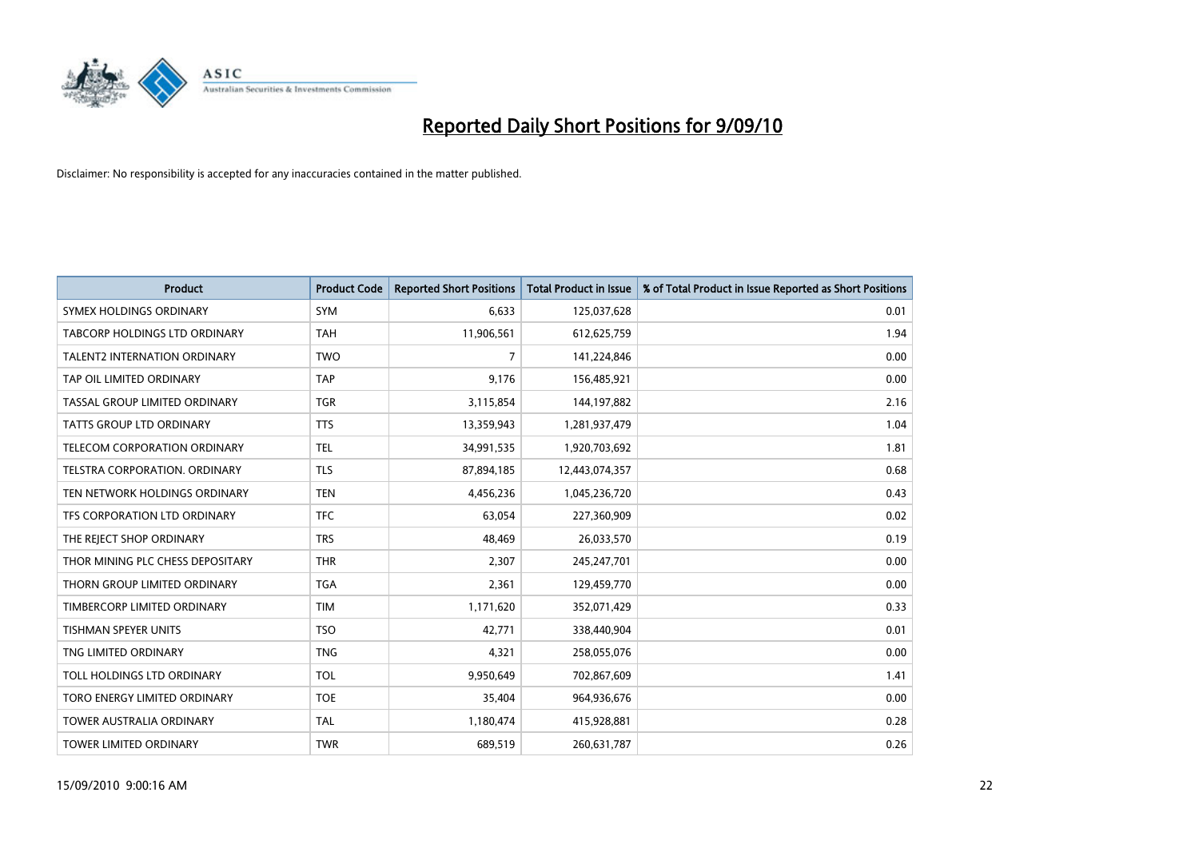# Reported Daily Short Positions for 9/09/10

Disclaimer: No responsibility is accepted for any inaccuracies contained in the matter published.

| Product | Product Code | Reported Short Positions | Total Product in Issue | % of Total Product in Issue Reported as Short Positions |
|---|---|---|---|---|
| SYMEX HOLDINGS ORDINARY | SYM | 6,633 | 125,037,628 | 0.01 |
| TABCORP HOLDINGS LTD ORDINARY | TAH | 11,906,561 | 612,625,759 | 1.94 |
| TALENT2 INTERNATION ORDINARY | TWO | 7 | 141,224,846 | 0.00 |
| TAP OIL LIMITED ORDINARY | TAP | 9,176 | 156,485,921 | 0.00 |
| TASSAL GROUP LIMITED ORDINARY | TGR | 3,115,854 | 144,197,882 | 2.16 |
| TATTS GROUP LTD ORDINARY | TTS | 13,359,943 | 1,281,937,479 | 1.04 |
| TELECOM CORPORATION ORDINARY | TEL | 34,991,535 | 1,920,703,692 | 1.81 |
| TELSTRA CORPORATION. ORDINARY | TLS | 87,894,185 | 12,443,074,357 | 0.68 |
| TEN NETWORK HOLDINGS ORDINARY | TEN | 4,456,236 | 1,045,236,720 | 0.43 |
| TFS CORPORATION LTD ORDINARY | TFC | 63,054 | 227,360,909 | 0.02 |
| THE REJECT SHOP ORDINARY | TRS | 48,469 | 26,033,570 | 0.19 |
| THOR MINING PLC CHESS DEPOSITARY | THR | 2,307 | 245,247,701 | 0.00 |
| THORN GROUP LIMITED ORDINARY | TGA | 2,361 | 129,459,770 | 0.00 |
| TIMBERCORP LIMITED ORDINARY | TIM | 1,171,620 | 352,071,429 | 0.33 |
| TISHMAN SPEYER UNITS | TSO | 42,771 | 338,440,904 | 0.01 |
| TNG LIMITED ORDINARY | TNG | 4,321 | 258,055,076 | 0.00 |
| TOLL HOLDINGS LTD ORDINARY | TOL | 9,950,649 | 702,867,609 | 1.41 |
| TORO ENERGY LIMITED ORDINARY | TOE | 35,404 | 964,936,676 | 0.00 |
| TOWER AUSTRALIA ORDINARY | TAL | 1,180,474 | 415,928,881 | 0.28 |
| TOWER LIMITED ORDINARY | TWR | 689,519 | 260,631,787 | 0.26 |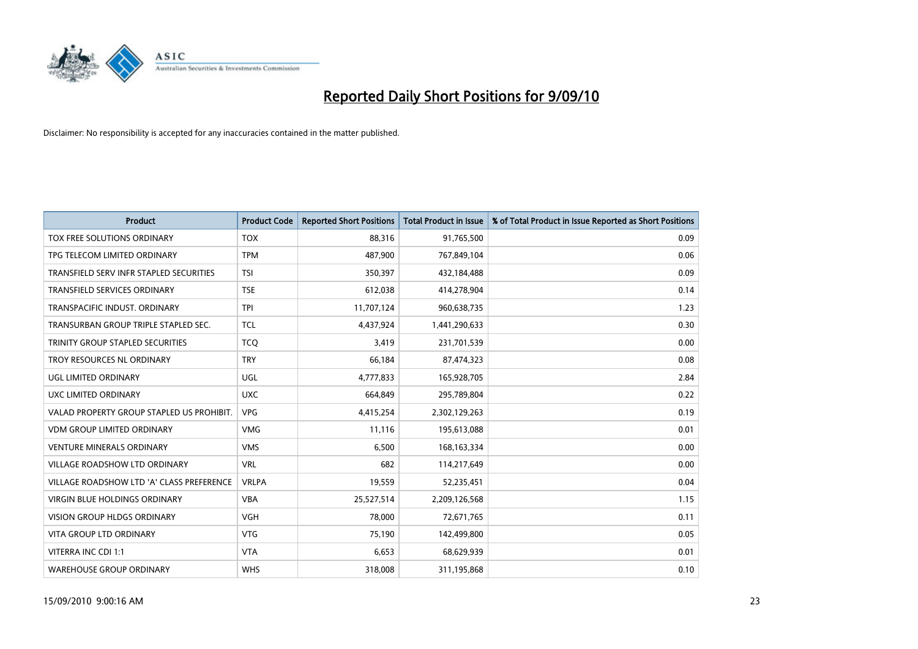# Reported Daily Short Positions for 9/09/10

Disclaimer: No responsibility is accepted for any inaccuracies contained in the matter published.

| Product | Product Code | Reported Short Positions | Total Product in Issue | % of Total Product in Issue Reported as Short Positions |
|---|---|---|---|---|
| TOX FREE SOLUTIONS ORDINARY | TOX | 88,316 | 91,765,500 | 0.09 |
| TPG TELECOM LIMITED ORDINARY | TPM | 487,900 | 767,849,104 | 0.06 |
| TRANSFIELD SERV INFR STAPLED SECURITIES | TSI | 350,397 | 432,184,488 | 0.09 |
| TRANSFIELD SERVICES ORDINARY | TSE | 612,038 | 414,278,904 | 0.14 |
| TRANSPACIFIC INDUST. ORDINARY | TPI | 11,707,124 | 960,638,735 | 1.23 |
| TRANSURBAN GROUP TRIPLE STAPLED SEC. | TCL | 4,437,924 | 1,441,290,633 | 0.30 |
| TRINITY GROUP STAPLED SECURITIES | TCQ | 3,419 | 231,701,539 | 0.00 |
| TROY RESOURCES NL ORDINARY | TRY | 66,184 | 87,474,323 | 0.08 |
| UGL LIMITED ORDINARY | UGL | 4,777,833 | 165,928,705 | 2.84 |
| UXC LIMITED ORDINARY | UXC | 664,849 | 295,789,804 | 0.22 |
| VALAD PROPERTY GROUP STAPLED US PROHIBIT. | VPG | 4,415,254 | 2,302,129,263 | 0.19 |
| VDM GROUP LIMITED ORDINARY | VMG | 11,116 | 195,613,088 | 0.01 |
| VENTURE MINERALS ORDINARY | VMS | 6,500 | 168,163,334 | 0.00 |
| VILLAGE ROADSHOW LTD ORDINARY | VRL | 682 | 114,217,649 | 0.00 |
| VILLAGE ROADSHOW LTD 'A' CLASS PREFERENCE | VRLPA | 19,559 | 52,235,451 | 0.04 |
| VIRGIN BLUE HOLDINGS ORDINARY | VBA | 25,527,514 | 2,209,126,568 | 1.15 |
| VISION GROUP HLDGS ORDINARY | VGH | 78,000 | 72,671,765 | 0.11 |
| VITA GROUP LTD ORDINARY | VTG | 75,190 | 142,499,800 | 0.05 |
| VITERRA INC CDI 1:1 | VTA | 6,653 | 68,629,939 | 0.01 |
| WAREHOUSE GROUP ORDINARY | WHS | 318,008 | 311,195,868 | 0.10 |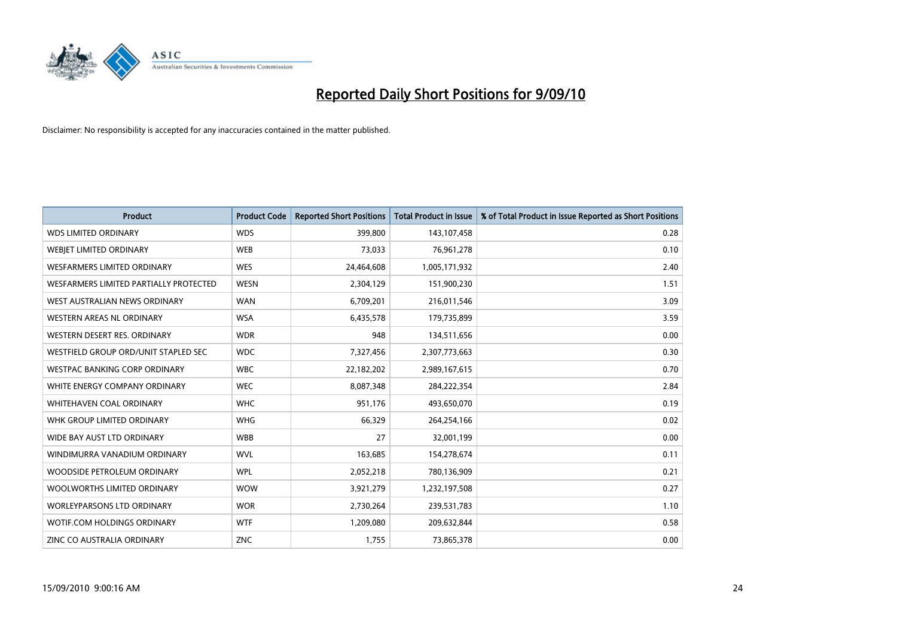# Reported Daily Short Positions for 9/09/10

Disclaimer: No responsibility is accepted for any inaccuracies contained in the matter published.

| Product | Product Code | Reported Short Positions | Total Product in Issue | % of Total Product in Issue Reported as Short Positions |
|---|---|---|---|---|
| WDS LIMITED ORDINARY | WDS | 399,800 | 143,107,458 | 0.28 |
| WEBJET LIMITED ORDINARY | WEB | 73,033 | 76,961,278 | 0.10 |
| WESFARMERS LIMITED ORDINARY | WES | 24,464,608 | 1,005,171,932 | 2.40 |
| WESFARMERS LIMITED PARTIALLY PROTECTED | WESN | 2,304,129 | 151,900,230 | 1.51 |
| WEST AUSTRALIAN NEWS ORDINARY | WAN | 6,709,201 | 216,011,546 | 3.09 |
| WESTERN AREAS NL ORDINARY | WSA | 6,435,578 | 179,735,899 | 3.59 |
| WESTERN DESERT RES. ORDINARY | WDR | 948 | 134,511,656 | 0.00 |
| WESTFIELD GROUP ORD/UNIT STAPLED SEC | WDC | 7,327,456 | 2,307,773,663 | 0.30 |
| WESTPAC BANKING CORP ORDINARY | WBC | 22,182,202 | 2,989,167,615 | 0.70 |
| WHITE ENERGY COMPANY ORDINARY | WEC | 8,087,348 | 284,222,354 | 2.84 |
| WHITEHAVEN COAL ORDINARY | WHC | 951,176 | 493,650,070 | 0.19 |
| WHK GROUP LIMITED ORDINARY | WHG | 66,329 | 264,254,166 | 0.02 |
| WIDE BAY AUST LTD ORDINARY | WBB | 27 | 32,001,199 | 0.00 |
| WINDIMURRA VANADIUM ORDINARY | WVL | 163,685 | 154,278,674 | 0.11 |
| WOODSIDE PETROLEUM ORDINARY | WPL | 2,052,218 | 780,136,909 | 0.21 |
| WOOLWORTHS LIMITED ORDINARY | WOW | 3,921,279 | 1,232,197,508 | 0.27 |
| WORLEYPARSONS LTD ORDINARY | WOR | 2,730,264 | 239,531,783 | 1.10 |
| WOTIF.COM HOLDINGS ORDINARY | WTF | 1,209,080 | 209,632,844 | 0.58 |
| ZINC CO AUSTRALIA ORDINARY | ZNC | 1,755 | 73,865,378 | 0.00 |

15/09/2010 9:00:16 AM